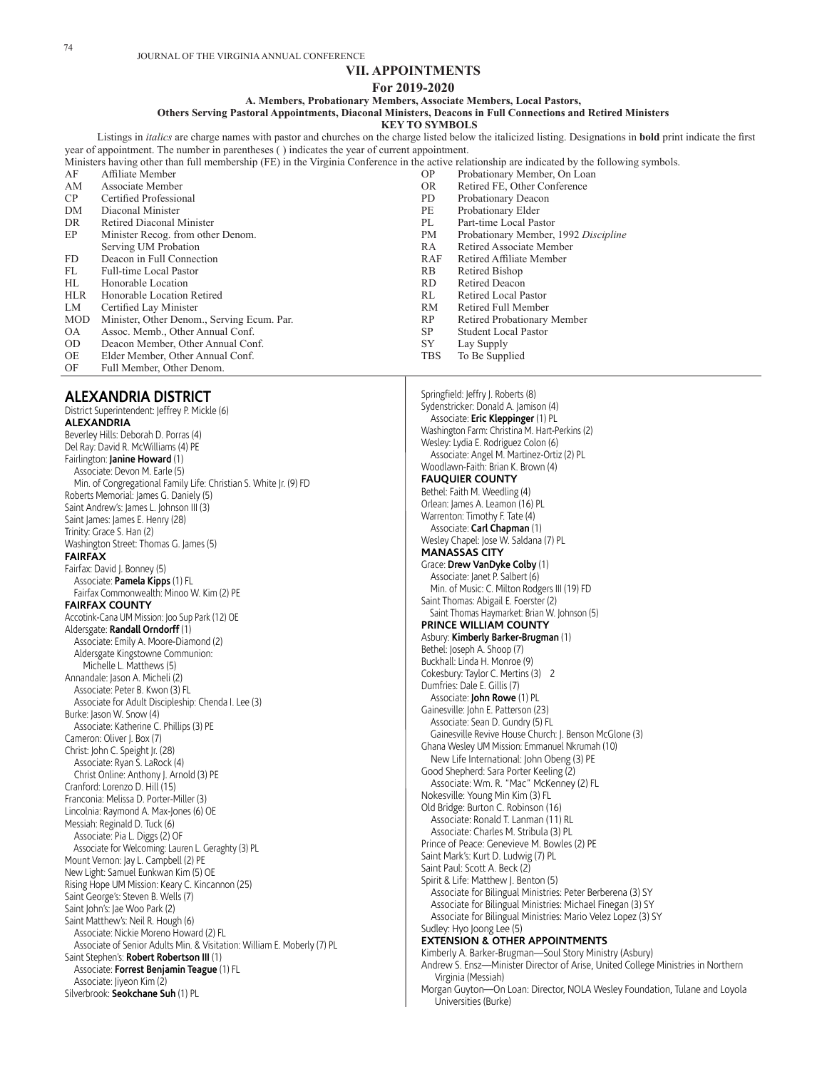# VII. APPOINTMENTS

## For 2019-2020

### A. Members, Probationary Members, Associate Members, Local Pastors, Others Serving Pastoral Appointments, Diaconal Ministers, Deacons in Full Connections and Retired Ministers

**KEY TO SYMBOLS**

Listings in *italics* are charge names with pastor and churches on the charge listed below the italicized listing. Designations in **bold** print indicate the first year of appointment. The number in parentheses ( ) indicates the year of current appointment.

Ministers having other than full membership (FE) in the Virginia Conference in the active relationship are indicated by the following symbols.

| | | | |
|---|---|---|---|
| AF | Affiliate Member | OP | Probationary Member, On Loan |
| AM | Associate Member | OR | Retired FE, Other Conference |
| CP | Certified Professional | PD | Probationary Deacon |
| DM | Diaconal Minister | PE | Probationary Elder |
| DR | Retired Diaconal Minister | PL | Part-time Local Pastor |
| EP | Minister Recog. from other Denom. Serving UM Probation | PM | Probationary Member, 1992 *Discipline* |
| FD | Deacon in Full Connection | RA | Retired Associate Member |
| FL | Full-time Local Pastor | RAF | Retired Affiliate Member |
| HL | Honorable Location | RB | Retired Bishop |
| HLR | Honorable Location Retired | RD | Retired Deacon |
| LM | Certified Lay Minister | RL | Retired Local Pastor |
| MOD | Minister, Other Denom., Serving Ecum. Par. | RM | Retired Full Member |
| OA | Assoc. Memb., Other Annual Conf. | RP | Retired Probationary Member |
| OD | Deacon Member, Other Annual Conf. | SP | Student Local Pastor |
| OE | Elder Member, Other Annual Conf. | SY | Lay Supply |
| OF | Full Member, Other Denom. | TBS | To Be Supplied |

## ALEXANDRIA DISTRICT

District Superintendent: Jeffrey P. Mickle (6)

### ALEXANDRIA

Beverley Hills: Deborah D. Porras (4)
Del Ray: David R. McWilliams (4) PE
Fairlington: **Janine Howard** (1)
  Associate: Devon M. Earle (5)
  Min. of Congregational Family Life: Christian S. White Jr. (9) FD
Roberts Memorial: James G. Daniely (5)
Saint Andrew's: James L. Johnson III (3)
Saint James: James E. Henry (28)
Trinity: Grace S. Han (2)
Washington Street: Thomas G. James (5)

### FAIRFAX

Fairfax: David J. Bonney (5)
  Associate: **Pamela Kipps** (1) FL
  Fairfax Commonwealth: Minoo W. Kim (2) PE

### FAIRFAX COUNTY

Accotink-Cana UM Mission: Joo Sup Park (12) OE
Aldersgate: **Randall Orndorff** (1)
  Associate: Emily A. Moore-Diamond (2)
  Aldersgate Kingstowne Communion: Michelle L. Matthews (5)
Annandale: Jason A. Micheli (2)
  Associate: Peter B. Kwon (3) FL
  Associate for Adult Discipleship: Chenda I. Lee (3)
Burke: Jason W. Snow (4)
  Associate: Katherine C. Phillips (3) PE
Cameron: Oliver J. Box (7)
Christ: John C. Speight Jr. (28)
  Associate: Ryan S. LaRock (4)
  Christ Online: Anthony J. Arnold (3) PE
Cranford: Lorenzo D. Hill (15)
Franconia: Melissa D. Porter-Miller (3)
Lincolnia: Raymond A. Max-Jones (6) OE
Messiah: Reginald D. Tuck (6)
  Associate: Pia L. Diggs (2) OF
  Associate for Welcoming: Lauren L. Geraghty (3) PL
Mount Vernon: Jay L. Campbell (2) PE
New Light: Samuel Eunkwan Kim (5) OE
Rising Hope UM Mission: Keary C. Kincannon (25)
Saint George's: Steven B. Wells (7)
Saint John's: Jae Woo Park (2)
Saint Matthew's: Neil R. Hough (6)
  Associate: Nickie Moreno Howard (2) FL
  Associate of Senior Adults Min. & Visitation: William E. Moberly (7) PL
Saint Stephen's: **Robert Robertson III** (1)
  Associate: **Forrest Benjamin Teague** (1) FL
  Associate: Jiyeon Kim (2)
Silverbrook: **Seokchane Suh** (1) PL
Springfield: Jeffry J. Roberts (8)
Sydenstricker: Donald A. Jamison (4)
  Associate: **Eric Kleppinger** (1) PL
Washington Farm: Christina M. Hart-Perkins (2)
Wesley: Lydia E. Rodriguez Colon (6)
  Associate: Angel M. Martinez-Ortiz (2) PL
Woodlawn-Faith: Brian K. Brown (4)

### FAUQUIER COUNTY

Bethel: Faith M. Weedling (4)
Orlean: James A. Leamon (16) PL
Warrenton: Timothy F. Tate (4)
  Associate: **Carl Chapman** (1)
Wesley Chapel: Jose W. Saldana (7) PL

### MANASSAS CITY

Grace: **Drew VanDyke Colby** (1)
  Associate: Janet P. Salbert (6)
  Min. of Music: C. Milton Rodgers III (19) FD
Saint Thomas: Abigail E. Foerster (2)
  Saint Thomas Haymarket: Brian W. Johnson (5)

### PRINCE WILLIAM COUNTY

Asbury: **Kimberly Barker-Brugman** (1)
Bethel: Joseph A. Shoop (7)
Buckhall: Linda H. Monroe (9)
Cokesbury: Taylor C. Mertins (3)  2
Dumfries: Dale E. Gillis (7)
  Associate: **John Rowe** (1) PL
Gainesville: John E. Patterson (23)
  Associate: Sean D. Gundry (5) FL
  Gainesville Revive House Church: J. Benson McGlone (3)
Ghana Wesley UM Mission: Emmanuel Nkrumah (10)
  New Life International: John Obeng (3) PE
Good Shepherd: Sara Porter Keeling (2)
  Associate: Wm. R. "Mac" McKenney (2) FL
Nokesville: Young Min Kim (3) FL
Old Bridge: Burton C. Robinson (16)
  Associate: Ronald T. Lanman (11) RL
  Associate: Charles M. Stribula (3) PL
Prince of Peace: Genevieve M. Bowles (2) PE
Saint Mark's: Kurt D. Ludwig (7) PL
Saint Paul: Scott A. Beck (2)
Spirit & Life: Matthew J. Benton (5)
  Associate for Bilingual Ministries: Peter Berberena (3) SY
  Associate for Bilingual Ministries: Michael Finegan (3) SY
  Associate for Bilingual Ministries: Mario Velez Lopez (3) SY
Sudley: Hyo Joong Lee (5)

### EXTENSION & OTHER APPOINTMENTS

Kimberly A. Barker-Brugman—Soul Story Ministry (Asbury)
Andrew S. Ensz—Minister Director of Arise, United College Ministries in Northern Virginia (Messiah)
Morgan Guyton—On Loan: Director, NOLA Wesley Foundation, Tulane and Loyola Universities (Burke)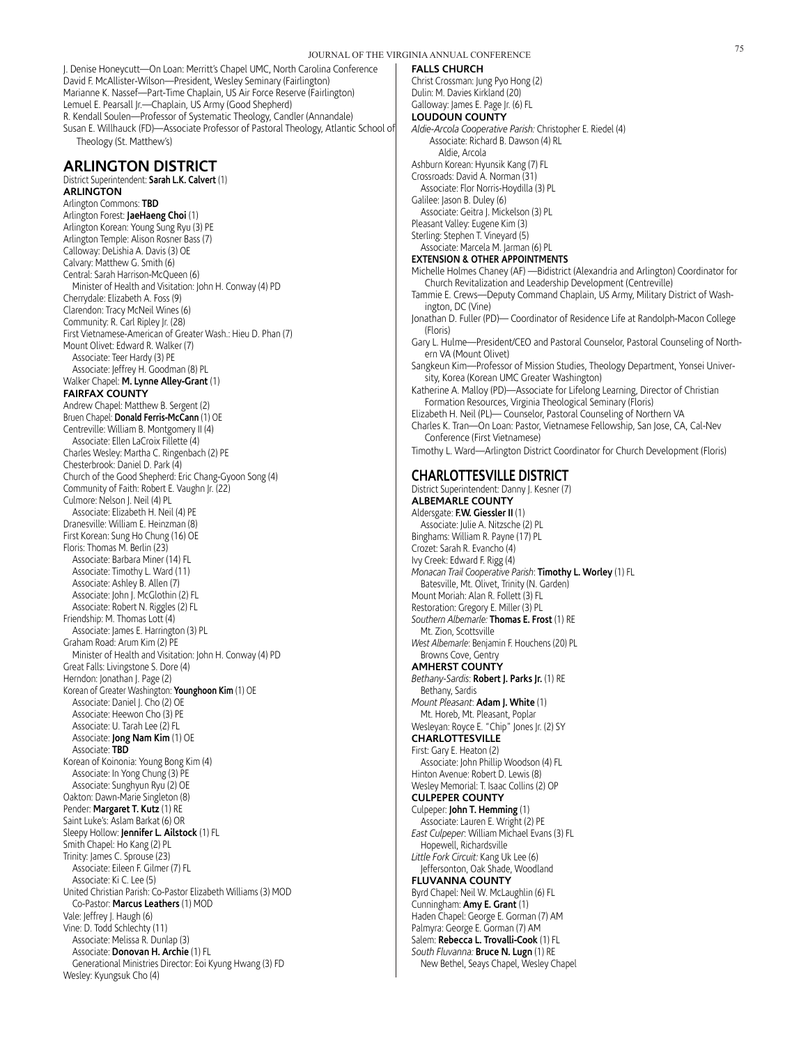J. Denise Honeycutt—On Loan: Merritt's Chapel UMC, North Carolina Conference
David F. McAllister-Wilson—President, Wesley Seminary (Fairlington)
Marianne K. Nassef—Part-Time Chaplain, US Air Force Reserve (Fairlington)
Lemuel E. Pearsall Jr.—Chaplain, US Army (Good Shepherd)
R. Kendall Soulen—Professor of Systematic Theology, Candler (Annandale)
Susan E. Willhauck (FD)—Associate Professor of Pastoral Theology, Atlantic School of Theology (St. Matthew's)

## ARLINGTON DISTRICT

District Superintendent: **Sarah L.K. Calvert** (1)

### ARLINGTON

Arlington Commons: **TBD**
Arlington Forest: **JaeHaeng Choi** (1)
Arlington Korean: Young Sung Ryu (3) PE
Arlington Temple: Alison Rosner Bass (7)
Calloway: DeLishia A. Davis (3) OE
Calvary: Matthew G. Smith (6)
Central: Sarah Harrison-McQueen (6)
  Minister of Health and Visitation: John H. Conway (4) PD
Cherrydale: Elizabeth A. Foss (9)
Clarendon: Tracy McNeil Wines (6)
Community: R. Carl Ripley Jr. (28)
First Vietnamese-American of Greater Wash.: Hieu D. Phan (7)
Mount Olivet: Edward R. Walker (7)
  Associate: Teer Hardy (3) PE
  Associate: Jeffrey H. Goodman (8) PL
Walker Chapel: **M. Lynne Alley-Grant** (1)

### FAIRFAX COUNTY

Andrew Chapel: Matthew B. Sergent (2)
Bruen Chapel: **Donald Ferris-McCann** (1) OE
Centreville: William B. Montgomery II (4)
  Associate: Ellen LaCroix Fillette (4)
Charles Wesley: Martha C. Ringenbach (2) PE
Chesterbrook: Daniel D. Park (4)
Church of the Good Shepherd: Eric Chang-Gyoon Song (4)
Community of Faith: Robert E. Vaughn Jr. (22)
Culmore: Nelson J. Neil (4) PL
  Associate: Elizabeth H. Neil (4) PE
Dranesville: William E. Heinzman (8)
First Korean: Sung Ho Chung (16) OE
Floris: Thomas M. Berlin (23)
  Associate: Barbara Miner (14) FL
  Associate: Timothy L. Ward (11)
  Associate: Ashley B. Allen (7)
  Associate: John J. McGlothin (2) FL
  Associate: Robert N. Riggles (2) FL
Friendship: M. Thomas Lott (4)
  Associate: James E. Harrington (3) PL
Graham Road: Arum Kim (2) PE
  Minister of Health and Visitation: John H. Conway (4) PD
Great Falls: Livingstone S. Dore (4)
Herndon: Jonathan J. Page (2)
Korean of Greater Washington: **Younghoon Kim** (1) OE
  Associate: Daniel J. Cho (2) OE
  Associate: Heewon Cho (3) PE
  Associate: U. Tarah Lee (2) FL
  Associate: **Jong Nam Kim** (1) OE
  Associate: **TBD**
Korean of Koinonia: Young Bong Kim (4)
  Associate: In Yong Chung (3) PE
  Associate: Sunghyun Ryu (2) OE
Oakton: Dawn-Marie Singleton (8)
Pender: **Margaret T. Kutz** (1) RE
Saint Luke's: Aslam Barkat (6) OR
Sleepy Hollow: **Jennifer L. Ailstock** (1) FL
Smith Chapel: Ho Kang (2) PL
Trinity: James C. Sprouse (23)
  Associate: Eileen F. Gilmer (7) FL
  Associate: Ki C. Lee (5)
United Christian Parish: Co-Pastor Elizabeth Williams (3) MOD
  Co-Pastor: **Marcus Leathers** (1) MOD
Vale: Jeffrey J. Haugh (6)
Vine: D. Todd Schlechty (11)
  Associate: Melissa R. Dunlap (3)
  Associate: **Donovan H. Archie** (1) FL
  Generational Ministries Director: Eoi Kyung Hwang (3) FD
Wesley: Kyungsuk Cho (4)

### FALLS CHURCH

Christ Crossman: Jung Pyo Hong (2)
Dulin: M. Davies Kirkland (20)
Galloway: James E. Page Jr. (6) FL

### LOUDOUN COUNTY

*Aldie-Arcola Cooperative Parish:* Christopher E. Riedel (4)
  Associate: Richard B. Dawson (4) RL
  Aldie, Arcola
Ashburn Korean: Hyunsik Kang (7) FL
Crossroads: David A. Norman (31)
  Associate: Flor Norris-Hoydilla (3) PL
Galilee: Jason B. Duley (6)
  Associate: Geitra J. Mickelson (3) PL
Pleasant Valley: Eugene Kim (3)
Sterling: Stephen T. Vineyard (5)
  Associate: Marcela M. Jarman (6) PL

### EXTENSION & OTHER APPOINTMENTS

Michelle Holmes Chaney (AF) —Bidistrict (Alexandria and Arlington) Coordinator for Church Revitalization and Leadership Development (Centreville)
Tammie E. Crews—Deputy Command Chaplain, US Army, Military District of Washington, DC (Vine)
Jonathan D. Fuller (PD)— Coordinator of Residence Life at Randolph-Macon College (Floris)
Gary L. Hulme—President/CEO and Pastoral Counselor, Pastoral Counseling of Northern VA (Mount Olivet)
Sangkeun Kim—Professor of Mission Studies, Theology Department, Yonsei University, Korea (Korean UMC Greater Washington)
Katherine A. Malloy (PD)—Associate for Lifelong Learning, Director of Christian Formation Resources, Virginia Theological Seminary (Floris)
Elizabeth H. Neil (PL)— Counselor, Pastoral Counseling of Northern VA
Charles K. Tran—On Loan: Pastor, Vietnamese Fellowship, San Jose, CA, Cal-Nev Conference (First Vietnamese)
Timothy L. Ward—Arlington District Coordinator for Church Development (Floris)

## CHARLOTTESVILLE DISTRICT

District Superintendent: Danny J. Kesner (7)

### ALBEMARLE COUNTY

Aldersgate: **F.W. Giessler II** (1)
  Associate: Julie A. Nitzsche (2) PL
Binghams: William R. Payne (17) PL
Crozet: Sarah R. Evancho (4)
Ivy Creek: Edward F. Rigg (4)
*Monacan Trail Cooperative Parish*: **Timothy L. Worley** (1) FL
  Batesville, Mt. Olivet, Trinity (N. Garden)
Mount Moriah: Alan R. Follett (3) FL
Restoration: Gregory E. Miller (3) PL
*Southern Albemarle:* **Thomas E. Frost** (1) RE
  Mt. Zion, Scottsville
*West Albemarle*: Benjamin F. Houchens (20) PL
  Browns Cove, Gentry

### AMHERST COUNTY

*Bethany-Sardis*: **Robert J. Parks Jr.** (1) RE
  Bethany, Sardis
*Mount Pleasant*: **Adam J. White** (1)
  Mt. Horeb, Mt. Pleasant, Poplar
Wesleyan: Royce E. "Chip" Jones Jr. (2) SY

### CHARLOTTESVILLE

First: Gary E. Heaton (2)
  Associate: John Phillip Woodson (4) FL
Hinton Avenue: Robert D. Lewis (8)
Wesley Memorial: T. Isaac Collins (2) OP

### CULPEPER COUNTY

Culpeper: **John T. Hemming** (1)
  Associate: Lauren E. Wright (2) PE
*East Culpeper*: William Michael Evans (3) FL
  Hopewell, Richardsville
*Little Fork Circuit:* Kang Uk Lee (6)
  Jeffersonton, Oak Shade, Woodland

### FLUVANNA COUNTY

Byrd Chapel: Neil W. McLaughlin (6) FL
Cunningham: **Amy E. Grant** (1)
Haden Chapel: George E. Gorman (7) AM
Palmyra: George E. Gorman (7) AM
Salem: **Rebecca L. Trovalli-Cook** (1) FL
*South Fluvanna:* **Bruce N. Lugn** (1) RE
  New Bethel, Seays Chapel, Wesley Chapel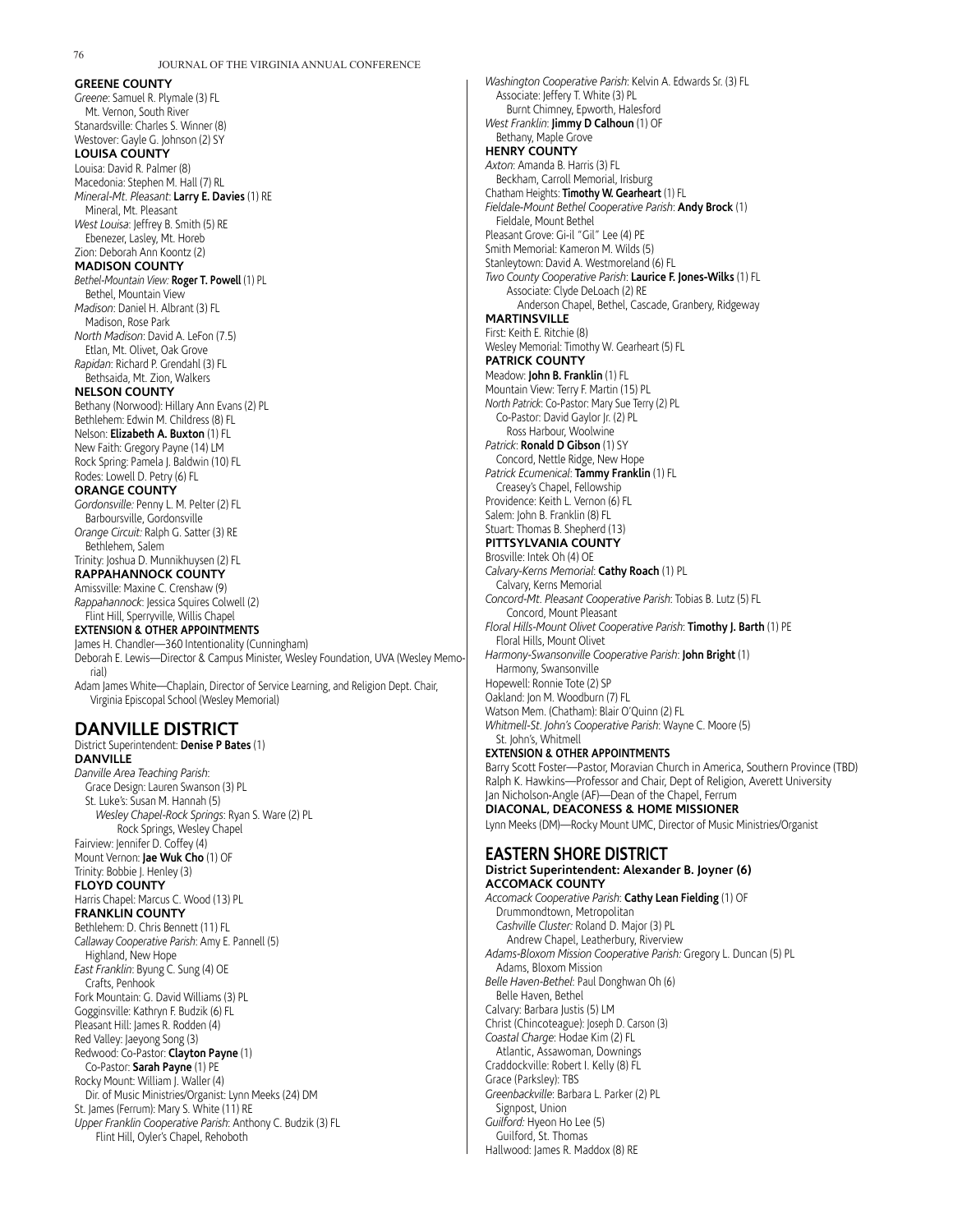**GREENE COUNTY**

*Greene*: Samuel R. Plymale (3) FL
Mt. Vernon, South River
Stanardsville: Charles S. Winner (8)
Westover: Gayle G. Johnson (2) SY

**LOUISA COUNTY**

Louisa: David R. Palmer (8)
Macedonia: Stephen M. Hall (7) RL
*Mineral-Mt. Pleasant*: **Larry E. Davies** (1) RE
Mineral, Mt. Pleasant
*West Louisa*: Jeffrey B. Smith (5) RE
Ebenezer, Lasley, Mt. Horeb
Zion: Deborah Ann Koontz (2)

**MADISON COUNTY**

*Bethel-Mountain View*: **Roger T. Powell** (1) PL
Bethel, Mountain View
*Madison*: Daniel H. Albrant (3) FL
Madison, Rose Park
*North Madison*: David A. LeFon (7.5)
Etlan, Mt. Olivet, Oak Grove
*Rapidan*: Richard P. Grendahl (3) FL
Bethsaida, Mt. Zion, Walkers

**NELSON COUNTY**

Bethany (Norwood): Hillary Ann Evans (2) PL
Bethlehem: Edwin M. Childress (8) FL
Nelson: **Elizabeth A. Buxton** (1) FL
New Faith: Gregory Payne (14) LM
Rock Spring: Pamela J. Baldwin (10) FL
Rodes: Lowell D. Petry (6) FL

**ORANGE COUNTY**

*Gordonsville*: Penny L. M. Pelter (2) FL
Barboursville, Gordonsville
*Orange Circuit*: Ralph G. Satter (3) RE
Bethlehem, Salem
Trinity: Joshua D. Munnikhuysen (2) FL

**RAPPAHANNOCK COUNTY**

Amissville: Maxine C. Crenshaw (9)
*Rappahannock*: Jessica Squires Colwell (2)
Flint Hill, Sperryville, Willis Chapel

**EXTENSION & OTHER APPOINTMENTS**

James H. Chandler—360 Intentionality (Cunningham)
Deborah E. Lewis—Director & Campus Minister, Wesley Foundation, UVA (Wesley Memorial)
Adam James White—Chaplain, Director of Service Learning, and Religion Dept. Chair, Virginia Episcopal School (Wesley Memorial)

## DANVILLE DISTRICT

District Superintendent: **Denise P Bates** (1)

**DANVILLE**

*Danville Area Teaching Parish*:
Grace Design: Lauren Swanson (3) PL
St. Luke's: Susan M. Hannah (5)
*Wesley Chapel-Rock Springs*: Ryan S. Ware (2) PL
Rock Springs, Wesley Chapel
Fairview: Jennifer D. Coffey (4)
Mount Vernon: **Jae Wuk Cho** (1) OF
Trinity: Bobbie J. Henley (3)

**FLOYD COUNTY**

Harris Chapel: Marcus C. Wood (13) PL

**FRANKLIN COUNTY**

Bethlehem: D. Chris Bennett (11) FL
*Callaway Cooperative Parish*: Amy E. Pannell (5)
Highland, New Hope
*East Franklin*: Byung C. Sung (4) OE
Crafts, Penhook
Fork Mountain: G. David Williams (3) PL
Gogginsville: Kathryn F. Budzik (6) FL
Pleasant Hill: James R. Rodden (4)
Red Valley: Jaeyong Song (3)
Redwood: Co-Pastor: **Clayton Payne** (1)
Co-Pastor: **Sarah Payne** (1) PE
Rocky Mount: William J. Waller (4)
Dir. of Music Ministries/Organist: Lynn Meeks (24) DM
St. James (Ferrum): Mary S. White (11) RE
*Upper Franklin Cooperative Parish*: Anthony C. Budzik (3) FL
Flint Hill, Oyler's Chapel, Rehoboth
*Washington Cooperative Parish*: Kelvin A. Edwards Sr. (3) FL
Associate: Jeffery T. White (3) PL
Burnt Chimney, Epworth, Halesford
*West Franklin*: **Jimmy D Calhoun** (1) OF
Bethany, Maple Grove

**HENRY COUNTY**

*Axton*: Amanda B. Harris (3) FL
Beckham, Carroll Memorial, Irisburg
Chatham Heights: **Timothy W. Gearheart** (1) FL
*Fieldale-Mount Bethel Cooperative Parish*: **Andy Brock** (1)
Fieldale, Mount Bethel
Pleasant Grove: Gi-il "Gil" Lee (4) PE
Smith Memorial: Kameron M. Wilds (5)
Stanleytown: David A. Westmoreland (6) FL
*Two County Cooperative Parish*: **Laurice F. Jones-Wilks** (1) FL
Associate: Clyde DeLoach (2) RE
Anderson Chapel, Bethel, Cascade, Granbery, Ridgeway

**MARTINSVILLE**

First: Keith E. Ritchie (8)
Wesley Memorial: Timothy W. Gearheart (5) FL

**PATRICK COUNTY**

Meadow: **John B. Franklin** (1) FL
Mountain View: Terry F. Martin (15) PL
*North Patrick*: Co-Pastor: Mary Sue Terry (2) PL
Co-Pastor: David Gaylor Jr. (2) PL
Ross Harbour, Woolwine
*Patrick*: **Ronald D Gibson** (1) SY
Concord, Nettle Ridge, New Hope
*Patrick Ecumenical*: **Tammy Franklin** (1) FL
Creasey's Chapel, Fellowship
Providence: Keith L. Vernon (6) FL
Salem: John B. Franklin (8) FL
Stuart: Thomas B. Shepherd (13)

**PITTSYLVANIA COUNTY**

Brosville: Intek Oh (4) OE
*Calvary-Kerns Memorial*: **Cathy Roach** (1) PL
Calvary, Kerns Memorial
*Concord-Mt. Pleasant Cooperative Parish*: Tobias B. Lutz (5) FL
Concord, Mount Pleasant
*Floral Hills-Mount Olivet Cooperative Parish*: **Timothy J. Barth** (1) PE
Floral Hills, Mount Olivet
*Harmony-Swansonville Cooperative Parish*: **John Bright** (1)
Harmony, Swansonville
Hopewell: Ronnie Tote (2) SP
Oakland: Jon M. Woodburn (7) FL
Watson Mem. (Chatham): Blair O'Quinn (2) FL
*Whitmell-St. John's Cooperative Parish*: Wayne C. Moore (5)
St. John's, Whitmell

**EXTENSION & OTHER APPOINTMENTS**

Barry Scott Foster—Pastor, Moravian Church in America, Southern Province (TBD)
Ralph K. Hawkins—Professor and Chair, Dept of Religion, Averett University
Jan Nicholson-Angle (AF)—Dean of the Chapel, Ferrum

**DIACONAL, DEACONESS & HOME MISSIONER**

Lynn Meeks (DM)—Rocky Mount UMC, Director of Music Ministries/Organist

## EASTERN SHORE DISTRICT

**District Superintendent: Alexander B. Joyner (6)**

**ACCOMACK COUNTY**

*Accomack Cooperative Parish*: **Cathy Lean Fielding** (1) OF
Drummondtown, Metropolitan
*Cashville Cluster*: Roland D. Major (3) PL
Andrew Chapel, Leatherbury, Riverview
*Adams-Bloxom Mission Cooperative Parish*: Gregory L. Duncan (5) PL
Adams, Bloxom Mission
*Belle Haven-Bethel*: Paul Donghwan Oh (6)
Belle Haven, Bethel
Calvary: Barbara Justis (5) LM
Christ (Chincoteague): Joseph D. Carson (3)
*Coastal Charge*: Hodae Kim (2) FL
Atlantic, Assawoman, Downings
Craddockville: Robert I. Kelly (8) FL
Grace (Parksley): TBS
*Greenbackville*: Barbara L. Parker (2) PL
Signpost, Union
*Guilford*: Hyeon Ho Lee (5)
Guilford, St. Thomas
Hallwood: James R. Maddox (8) RE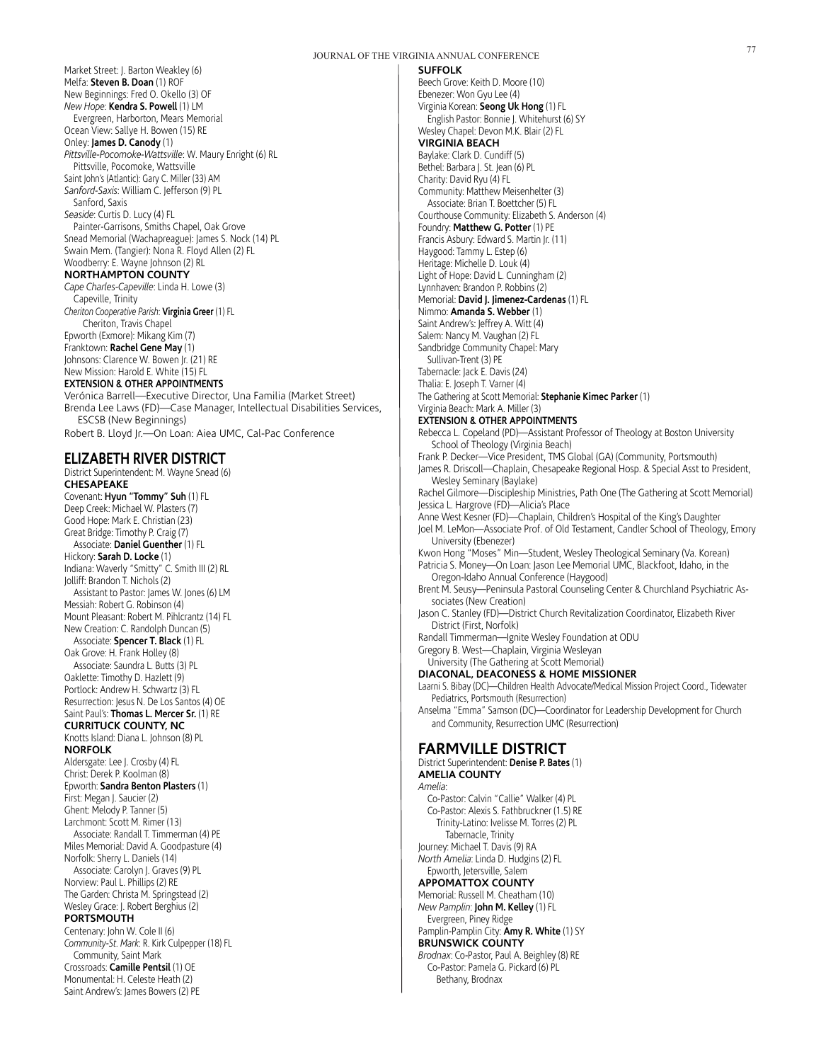Market Street: J. Barton Weakley (6)
Melfa: **Steven B. Doan** (1) ROF
New Beginnings: Fred O. Okello (3) OF
*New Hope*: **Kendra S. Powell** (1) LM
Evergreen, Harborton, Mears Memorial
Ocean View: Sallye H. Bowen (15) RE
Onley: **James D. Canody** (1)
*Pittsville-Pocomoke-Wattsville*: W. Maury Enright (6) RL
Pittsville, Pocomoke, Wattsville
Saint John's (Atlantic): Gary C. Miller (33) AM
*Sanford-Saxis*: William C. Jefferson (9) PL
Sanford, Saxis
*Seaside*: Curtis D. Lucy (4) FL
Painter-Garrisons, Smiths Chapel, Oak Grove
Snead Memorial (Wachapreague): James S. Nock (14) PL
Swain Mem. (Tangier): Nona R. Floyd Allen (2) FL
Woodberry: E. Wayne Johnson (2) RL

**NORTHAMPTON COUNTY**

*Cape Charles-Capeville*: Linda H. Lowe (3)
Capeville, Trinity
*Cheriton Cooperative Parish*: **Virginia Greer** (1) FL
Cheriton, Travis Chapel
Epworth (Exmore): Mikang Kim (7)
Franktown: **Rachel Gene May** (1)
Johnsons: Clarence W. Bowen Jr. (21) RE
New Mission: Harold E. White (15) FL

**EXTENSION & OTHER APPOINTMENTS**

Verónica Barrell—Executive Director, Una Familia (Market Street)
Brenda Lee Laws (FD)—Case Manager, Intellectual Disabilities Services, ESCSB (New Beginnings)
Robert B. Lloyd Jr.—On Loan: Aiea UMC, Cal-Pac Conference

## ELIZABETH RIVER DISTRICT

District Superintendent: M. Wayne Snead (6)

**CHESAPEAKE**

Covenant: **Hyun "Tommy" Suh** (1) FL
Deep Creek: Michael W. Plasters (7)
Good Hope: Mark E. Christian (23)
Great Bridge: Timothy P. Craig (7)
Associate: **Daniel Guenther** (1) FL
Hickory: **Sarah D. Locke** (1)
Indiana: Waverly "Smitty" C. Smith III (2) RL
Jolliff: Brandon T. Nichols (2)
Assistant to Pastor: James W. Jones (6) LM
Messiah: Robert G. Robinson (4)
Mount Pleasant: Robert M. Pihlcrantz (14) FL
New Creation: C. Randolph Duncan (5)
Associate: **Spencer T. Black** (1) FL
Oak Grove: H. Frank Holley (8)
Associate: Saundra L. Butts (3) PL
Oaklette: Timothy D. Hazlett (9)
Portlock: Andrew H. Schwartz (3) FL
Resurrection: Jesus N. De Los Santos (4) OE
Saint Paul's: **Thomas L. Mercer Sr.** (1) RE

**CURRITUCK COUNTY, NC**

Knotts Island: Diana L. Johnson (8) PL

**NORFOLK**

Aldersgate: Lee J. Crosby (4) FL
Christ: Derek P. Koolman (8)
Epworth: **Sandra Benton Plasters** (1)
First: Megan J. Saucier (2)
Ghent: Melody P. Tanner (5)
Larchmont: Scott M. Rimer (13)
Associate: Randall T. Timmerman (4) PE
Miles Memorial: David A. Goodpasture (4)
Norfolk: Sherry L. Daniels (14)
Associate: Carolyn J. Graves (9) PL
Norview: Paul L. Phillips (2) RE
The Garden: Christa M. Springstead (2)
Wesley Grace: J. Robert Berghius (2)

**PORTSMOUTH**

Centenary: John W. Cole II (6)
*Community-St. Mark*: R. Kirk Culpepper (18) FL
Community, Saint Mark
Crossroads: **Camille Pentsil** (1) OE
Monumental: H. Celeste Heath (2)
Saint Andrew's: James Bowers (2) PE

**SUFFOLK**

Beech Grove: Keith D. Moore (10)
Ebenezer: Won Gyu Lee (4)
Virginia Korean: **Seong Uk Hong** (1) FL
English Pastor: Bonnie J. Whitehurst (6) SY
Wesley Chapel: Devon M.K. Blair (2) FL

**VIRGINIA BEACH**

Baylake: Clark D. Cundiff (5)
Bethel: Barbara J. St. Jean (6) PL
Charity: David Ryu (4) FL
Community: Matthew Meisenhelter (3)
Associate: Brian T. Boettcher (5) FL
Courthouse Community: Elizabeth S. Anderson (4)
Foundry: **Matthew G. Potter** (1) PE
Francis Asbury: Edward S. Martin Jr. (11)
Haygood: Tammy L. Estep (6)
Heritage: Michelle D. Louk (4)
Light of Hope: David L. Cunningham (2)
Lynnhaven: Brandon P. Robbins (2)
Memorial: **David J. Jimenez-Cardenas** (1) FL
Nimmo: **Amanda S. Webber** (1)
Saint Andrew's: Jeffrey A. Witt (4)
Salem: Nancy M. Vaughan (2) FL
Sandbridge Community Chapel: Mary Sullivan-Trent (3) PE
Tabernacle: Jack E. Davis (24)
Thalia: E. Joseph T. Varner (4)
The Gathering at Scott Memorial: **Stephanie Kimec Parker** (1)
Virginia Beach: Mark A. Miller (3)

**EXTENSION & OTHER APPOINTMENTS**

Rebecca L. Copeland (PD)—Assistant Professor of Theology at Boston University School of Theology (Virginia Beach)
Frank P. Decker—Vice President, TMS Global (GA) (Community, Portsmouth)
James R. Driscoll—Chaplain, Chesapeake Regional Hosp. & Special Asst to President, Wesley Seminary (Baylake)
Rachel Gilmore—Discipleship Ministries, Path One (The Gathering at Scott Memorial)
Jessica L. Hargrove (FD)—Alicia's Place
Anne West Kesner (FD)—Chaplain, Children's Hospital of the King's Daughter
Joel M. LeMon—Associate Prof. of Old Testament, Candler School of Theology, Emory University (Ebenezer)
Kwon Hong "Moses" Min—Student, Wesley Theological Seminary (Va. Korean)
Patricia S. Money—On Loan: Jason Lee Memorial UMC, Blackfoot, Idaho, in the Oregon-Idaho Annual Conference (Haygood)
Brent M. Seusy—Peninsula Pastoral Counseling Center & Churchland Psychiatric Associates (New Creation)
Jason C. Stanley (FD)—District Church Revitalization Coordinator, Elizabeth River District (First, Norfolk)
Randall Timmerman—Ignite Wesley Foundation at ODU
Gregory B. West—Chaplain, Virginia Wesleyan University (The Gathering at Scott Memorial)

**DIACONAL, DEACONESS & HOME MISSIONER**

Laarni S. Bibay (DC)—Children Health Advocate/Medical Mission Project Coord., Tidewater Pediatrics, Portsmouth (Resurrection)
Anselma "Emma" Samson (DC)—Coordinator for Leadership Development for Church and Community, Resurrection UMC (Resurrection)

## FARMVILLE DISTRICT

District Superintendent: **Denise P. Bates** (1)

**AMELIA COUNTY**

*Amelia*:
Co-Pastor: Calvin "Callie" Walker (4) PL
Co-Pastor: Alexis S. Fathbruckner (1.5) RE
Trinity-Latino: Ivelisse M. Torres (2) PL
Tabernacle, Trinity
Journey: Michael T. Davis (9) RA
*North Amelia*: Linda D. Hudgins (2) FL
Epworth, Jetersville, Salem

**APPOMATTOX COUNTY**

Memorial: Russell M. Cheatham (10)
*New Pamplin*: **John M. Kelley** (1) FL
Evergreen, Piney Ridge
Pamplin-Pamplin City: **Amy R. White** (1) SY

**BRUNSWICK COUNTY**

*Brodnax*: Co-Pastor, Paul A. Beighley (8) RE
Co-Pastor: Pamela G. Pickard (6) PL
Bethany, Brodnax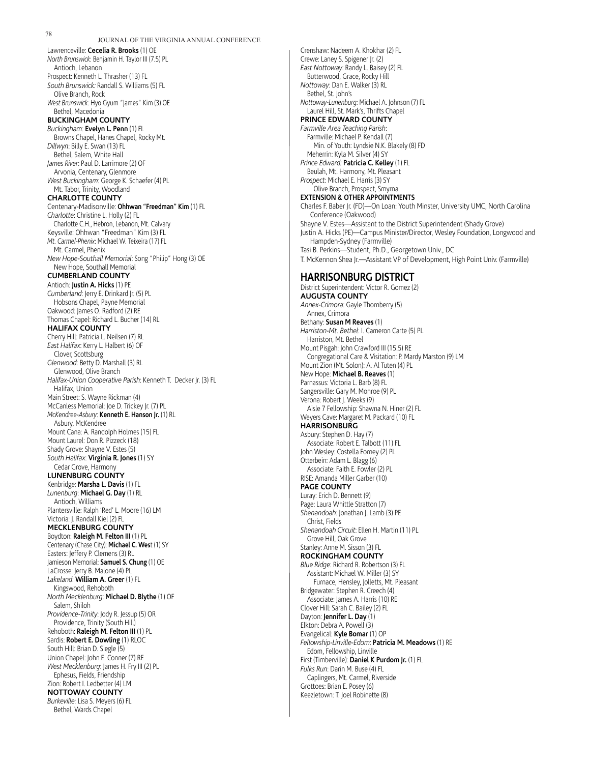Lawrenceville: **Cecelia R. Brooks** (1) OE
*North Brunswick*: Benjamin H. Taylor III (7.5) PL
Antioch, Lebanon
Prospect: Kenneth L. Thrasher (13) FL
*South Brunswick*: Randall S. Williams (5) FL
Olive Branch, Rock
*West Brunswick*: Hyo Gyum "James" Kim (3) OE
Bethel, Macedonia

**BUCKINGHAM COUNTY**

*Buckingham*: **Evelyn L. Penn** (1) FL
Browns Chapel, Hanes Chapel, Rocky Mt.
*Dillwyn*: Billy E. Swan (13) FL
Bethel, Salem, White Hall
*James River*: Paul D. Larrimore (2) OF
Arvonia, Centenary, Glenmore
*West Buckingham*: George K. Schaefer (4) PL
Mt. Tabor, Trinity, Woodland

**CHARLOTTE COUNTY**

Centenary-Madisonville: **Ohhwan "Freedman" Kim** (1) FL
*Charlotte*: Christine L. Holly (2) FL
Charlotte C.H., Hebron, Lebanon, Mt. Calvary
Keysville: Ohhwan "Freedman" Kim (3) FL
*Mt. Carmel-Phenix*: Michael W. Teixeira (17) FL
Mt. Carmel, Phenix
*New Hope-Southall Memorial*: Song "Philip" Hong (3) OE
New Hope, Southall Memorial

**CUMBERLAND COUNTY**

Antioch: **Justin A. Hicks** (1) PE
*Cumberland*: Jerry E. Drinkard Jr. (5) PL
Hobsons Chapel, Payne Memorial
Oakwood: James O. Radford (2) RE
Thomas Chapel: Richard L. Bucher (14) RL

**HALIFAX COUNTY**

Cherry Hill: Patricia L. Neilsen (7) RL
*East Halifax*: Kerry L. Halbert (6) OF
Clover, Scottsburg
*Glenwood*: Betty D. Marshall (3) RL
Glenwood, Olive Branch
*Halifax-Union Cooperative Parish*: Kenneth T. Decker Jr. (3) FL
Halifax, Union
Main Street: S. Wayne Rickman (4)
McCanless Memorial: Joe D. Trickey Jr. (7) PL
*McKendree-Asbury*: **Kenneth E. Hanson Jr.** (1) RL
Asbury, McKendree
Mount Cana: A. Randolph Holmes (15) FL
Mount Laurel: Don R. Pizzeck (18)
Shady Grove: Shayne V. Estes (5)
*South Halifax*: **Virginia R. Jones** (1) SY
Cedar Grove, Harmony

**LUNENBURG COUNTY**

Kenbridge: **Marsha L. Davis** (1) FL
*Lunenburg*: **Michael G. Day** (1) RL
Antioch, Williams
Plantersville: Ralph 'Red' L. Moore (16) LM
Victoria: J. Randall Kiel (2) FL

**MECKLENBURG COUNTY**

Boydton: **Raleigh M. Felton III** (1) PL
Centenary (Chase City): **Michael C. West** (1) SY
Easters: Jeffery P. Clemens (3) RL
Jamieson Memorial: **Samuel S. Chung** (1) OE
LaCrosse: Jerry B. Malone (4) PL
*Lakeland*: **William A. Greer** (1) FL
Kingswood, Rehoboth
*North Mecklenburg*: **Michael D. Blythe** (1) OF
Salem, Shiloh
*Providence-Trinity*: Jody R. Jessup (5) OR
Providence, Trinity (South Hill)
Rehoboth: **Raleigh M. Felton III** (1) PL
Sardis: **Robert E. Dowling** (1) RLOC
South Hill: Brian D. Siegle (5)
Union Chapel: John E. Conner (7) RE
*West Mecklenburg*: James H. Fry III (2) PL
Ephesus, Fields, Friendship
Zion: Robert I. Ledbetter (4) LM

**NOTTOWAY COUNTY**

*Burkeville*: Lisa S. Meyers (6) FL
Bethel, Wards Chapel
Crenshaw: Nadeem A. Khokhar (2) FL
Crewe: Laney S. Spigener Jr. (2)
*East Nottoway*: Randy L. Baisey (2) FL
Butterwood, Grace, Rocky Hill
*Nottoway*: Dan E. Walker (3) RL
Bethel, St. John's
*Nottoway-Lunenburg*: Michael A. Johnson (7) FL
Laurel Hill, St. Mark's, Thrifts Chapel

**PRINCE EDWARD COUNTY**

*Farmville Area Teaching Parish*:
Farmville: Michael P. Kendall (7)
Min. of Youth: Lyndsie N.K. Blakely (8) FD
Meherrin: Kyla M. Silver (4) SY
*Prince Edward*: **Patricia C. Kelley** (1) FL
Beulah, Mt. Harmony, Mt. Pleasant
*Prospect*: Michael E. Harris (3) SY
Olive Branch, Prospect, Smyrna

**EXTENSION & OTHER APPOINTMENTS**

Charles F. Baber Jr. (FD)—On Loan: Youth Minster, University UMC, North Carolina Conference (Oakwood)
Shayne V. Estes—Assistant to the District Superintendent (Shady Grove)
Justin A. Hicks (PE)—Campus Minister/Director, Wesley Foundation, Longwood and Hampden-Sydney (Farmville)
Tasi B. Perkins—Student, Ph.D., Georgetown Univ., DC
T. McKennon Shea Jr.—Assistant VP of Development, High Point Univ. (Farmville)

## HARRISONBURG DISTRICT

District Superintendent: Victor R. Gomez (2)

**AUGUSTA COUNTY**

*Annex-Crimora*: Gayle Thornberry (5)
Annex, Crimora
Bethany: **Susan M Reaves** (1)
*Harriston-Mt. Bethel*: I. Cameron Carte (5) PL
Harriston, Mt. Bethel
Mount Pisgah: John Crawford III (15.5) RE
Congregational Care & Visitation: P. Mardy Marston (9) LM
Mount Zion (Mt. Solon): A. Al Tuten (4) PL
New Hope: **Michael B. Reaves** (1)
Parnassus: Victoria L. Barb (8) FL
Sangersville: Gary M. Monroe (9) PL
Verona: Robert J. Weeks (9)
Aisle 7 Fellowship: Shawna N. Hiner (2) FL
Weyers Cave: Margaret M. Packard (10) FL

**HARRISONBURG**

Asbury: Stephen D. Hay (7)
Associate: Robert E. Talbott (11) FL
John Wesley: Costella Forney (2) PL
Otterbein: Adam L. Blagg (6)
Associate: Faith E. Fowler (2) PL
RISE: Amanda Miller Garber (10)

**PAGE COUNTY**

Luray: Erich D. Bennett (9)
Page: Laura Whittle Stratton (7)
*Shenandoah*: Jonathan J. Lamb (3) PE
Christ, Fields
*Shenandoah Circuit*: Ellen H. Martin (11) PL
Grove Hill, Oak Grove
Stanley: Anne M. Sisson (3) FL

**ROCKINGHAM COUNTY**

*Blue Ridge*: Richard R. Robertson (3) FL
Assistant: Michael W. Miller (3) SY
Furnace, Hensley, Jolletts, Mt. Pleasant
Bridgewater: Stephen R. Creech (4)
Associate: James A. Harris (10) RE
Clover Hill: Sarah C. Bailey (2) FL
Dayton: **Jennifer L. Day** (1)
Elkton: Debra A. Powell (3)
Evangelical: **Kyle Bomar** (1) OP
*Fellowship-Linville-Edom*: **Patricia M. Meadows** (1) RE
Edom, Fellowship, Linville
First (Timberville): **Daniel K Purdom Jr.** (1) FL
*Fulks Run*: Darin M. Buse (4) FL
Caplingers, Mt. Carmel, Riverside
Grottoes: Brian E. Posey (6)
Keezletown: T. Joel Robinette (8)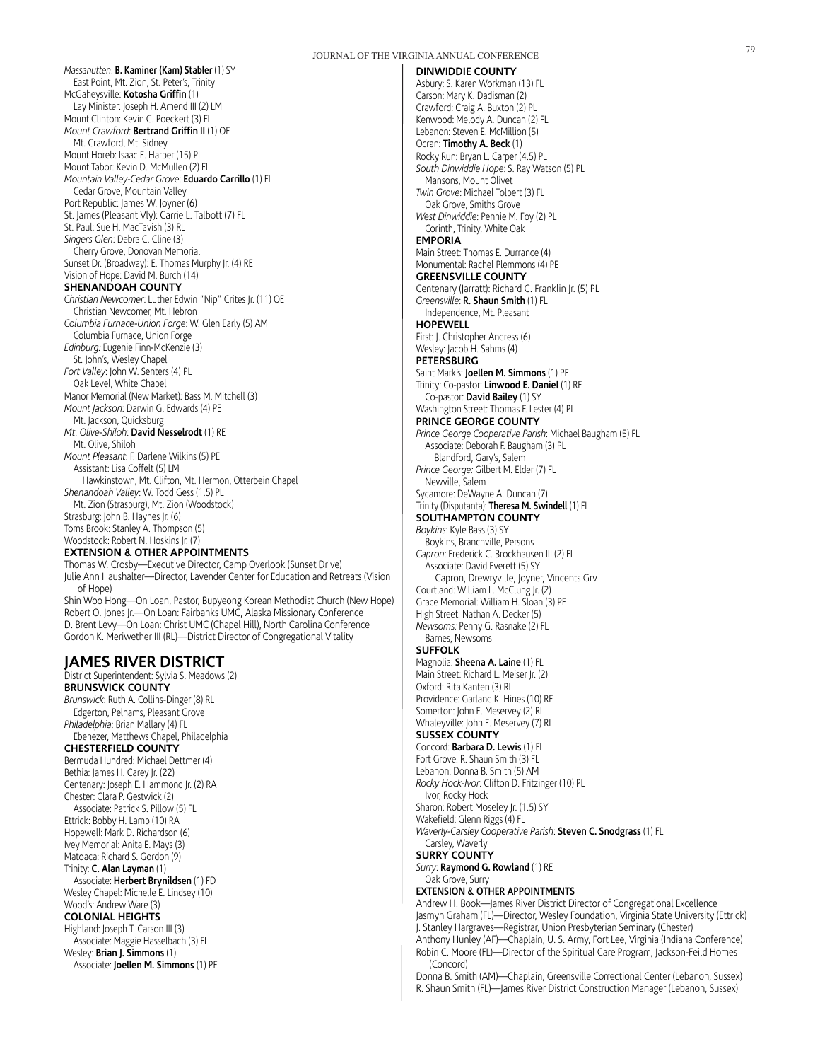*Massanutten*: **B. Kaminer (Kam) Stabler** (1) SY
East Point, Mt. Zion, St. Peter's, Trinity
McGaheysville: **Kotosha Griffin** (1)
Lay Minister: Joseph H. Amend III (2) LM
Mount Clinton: Kevin C. Poeckert (3) FL
*Mount Crawford*: **Bertrand Griffin II** (1) OE
Mt. Crawford, Mt. Sidney
Mount Horeb: Isaac E. Harper (15) PL
Mount Tabor: Kevin D. McMullen (2) FL
*Mountain Valley-Cedar Grove*: **Eduardo Carrillo** (1) FL
Cedar Grove, Mountain Valley
Port Republic: James W. Joyner (6)
St. James (Pleasant Vly): Carrie L. Talbott (7) FL
St. Paul: Sue H. MacTavish (3) RL
*Singers Glen*: Debra C. Cline (3)
Cherry Grove, Donovan Memorial
Sunset Dr. (Broadway): E. Thomas Murphy Jr. (4) RE
Vision of Hope: David M. Burch (14)

**SHENANDOAH COUNTY**

*Christian Newcomer*: Luther Edwin "Nip" Crites Jr. (11) OE
Christian Newcomer, Mt. Hebron
*Columbia Furnace-Union Forge*: W. Glen Early (5) AM
Columbia Furnace, Union Forge
*Edinburg:* Eugenie Finn-McKenzie (3)
St. John's, Wesley Chapel
*Fort Valley*: John W. Senters (4) PL
Oak Level, White Chapel
Manor Memorial (New Market): Bass M. Mitchell (3)
*Mount Jackson*: Darwin G. Edwards (4) PE
Mt. Jackson, Quicksburg
*Mt. Olive-Shiloh*: **David Nesselrodt** (1) RE
Mt. Olive, Shiloh
*Mount Pleasant*: F. Darlene Wilkins (5) PE
Assistant: Lisa Coffelt (5) LM
Hawkinstown, Mt. Clifton, Mt. Hermon, Otterbein Chapel
*Shenandoah Valley*: W. Todd Gess (1.5) PL
Mt. Zion (Strasburg), Mt. Zion (Woodstock)
Strasburg: John B. Haynes Jr. (6)
Toms Brook: Stanley A. Thompson (5)
Woodstock: Robert N. Hoskins Jr. (7)

**EXTENSION & OTHER APPOINTMENTS**

Thomas W. Crosby—Executive Director, Camp Overlook (Sunset Drive)
Julie Ann Haushalter—Director, Lavender Center for Education and Retreats (Vision of Hope)
Shin Woo Hong—On Loan, Pastor, Bupyeong Korean Methodist Church (New Hope)
Robert O. Jones Jr.—On Loan: Fairbanks UMC, Alaska Missionary Conference
D. Brent Levy—On Loan: Christ UMC (Chapel Hill), North Carolina Conference
Gordon K. Meriwether III (RL)—District Director of Congregational Vitality

## JAMES RIVER DISTRICT

District Superintendent: Sylvia S. Meadows (2)

**BRUNSWICK COUNTY**

*Brunswick*: Ruth A. Collins-Dinger (8) RL
Edgerton, Pelhams, Pleasant Grove
*Philadelphia*: Brian Mallary (4) FL
Ebenezer, Matthews Chapel, Philadelphia

**CHESTERFIELD COUNTY**

Bermuda Hundred: Michael Dettmer (4)
Bethia: James H. Carey Jr. (22)
Centenary: Joseph E. Hammond Jr. (2) RA
Chester: Clara P. Gestwick (2)
Associate: Patrick S. Pillow (5) FL
Ettrick: Bobby H. Lamb (10) RA
Hopewell: Mark D. Richardson (6)
Ivey Memorial: Anita E. Mays (3)
Matoaca: Richard S. Gordon (9)
Trinity: **C. Alan Layman** (1)
Associate: **Herbert Brynildsen** (1) FD
Wesley Chapel: Michelle E. Lindsey (10)
Wood's: Andrew Ware (3)

**COLONIAL HEIGHTS**

Highland: Joseph T. Carson III (3)
Associate: Maggie Hasselbach (3) FL
Wesley: **Brian J. Simmons** (1)
Associate: **Joellen M. Simmons** (1) PE

**DINWIDDIE COUNTY**

Asbury: S. Karen Workman (13) FL
Carson: Mary K. Dadisman (2)
Crawford: Craig A. Buxton (2) PL
Kenwood: Melody A. Duncan (2) FL
Lebanon: Steven E. McMillion (5)
Ocran: **Timothy A. Beck** (1)
Rocky Run: Bryan L. Carper (4.5) PL
*South Dinwiddie Hope*: S. Ray Watson (5) PL
Mansons, Mount Olivet
*Twin Grove*: Michael Tolbert (3) FL
Oak Grove, Smiths Grove
*West Dinwiddie*: Pennie M. Foy (2) PL
Corinth, Trinity, White Oak

**EMPORIA**

Main Street: Thomas E. Durrance (4)
Monumental: Rachel Plemmons (4) PE

**GREENSVILLE COUNTY**

Centenary (Jarratt): Richard C. Franklin Jr. (5) PL
*Greensville*: **R. Shaun Smith** (1) FL
Independence, Mt. Pleasant

**HOPEWELL**

First: J. Christopher Andress (6)
Wesley: Jacob H. Sahms (4)

**PETERSBURG**

Saint Mark's: **Joellen M. Simmons** (1) PE
Trinity: Co-pastor: **Linwood E. Daniel** (1) RE
Co-pastor: **David Bailey** (1) SY
Washington Street: Thomas F. Lester (4) PL

**PRINCE GEORGE COUNTY**

*Prince George Cooperative Parish*: Michael Baugham (5) FL
Associate: Deborah F. Baugham (3) PL
Blandford, Gary's, Salem
*Prince George:* Gilbert M. Elder (7) FL
Newville, Salem
Sycamore: DeWayne A. Duncan (7)
Trinity (Disputanta): **Theresa M. Swindell** (1) FL

**SOUTHAMPTON COUNTY**

*Boykins*: Kyle Bass (3) SY
Boykins, Branchville, Persons
*Capron*: Frederick C. Brockhausen III (2) FL
Associate: David Everett (5) SY
Capron, Drewryville, Joyner, Vincents Grv
Courtland: William L. McClung Jr. (2)
Grace Memorial: William H. Sloan (3) PE
High Street: Nathan A. Decker (5)
*Newsoms:* Penny G. Rasnake (2) FL
Barnes, Newsoms

**SUFFOLK**

Magnolia: **Sheena A. Laine** (1) FL
Main Street: Richard L. Meiser Jr. (2)
Oxford: Rita Kanten (3) RL
Providence: Garland K. Hines (10) RE
Somerton: John E. Meservey (2) RL
Whaleyville: John E. Meservey (7) RL

**SUSSEX COUNTY**

Concord: **Barbara D. Lewis** (1) FL
Fort Grove: R. Shaun Smith (3) FL
Lebanon: Donna B. Smith (5) AM
*Rocky Hock-Ivor*: Clifton D. Fritzinger (10) PL
Ivor, Rocky Hock
Sharon: Robert Moseley Jr. (1.5) SY
Wakefield: Glenn Riggs (4) FL
*Waverly-Carsley Cooperative Parish*: **Steven C. Snodgrass** (1) FL
Carsley, Waverly

**SURRY COUNTY**

*Surry*: **Raymond G. Rowland** (1) RE
Oak Grove, Surry

**EXTENSION & OTHER APPOINTMENTS**

Andrew H. Book—James River District Director of Congregational Excellence
Jasmyn Graham (FL)—Director, Wesley Foundation, Virginia State University (Ettrick)
J. Stanley Hargraves—Registrar, Union Presbyterian Seminary (Chester)
Anthony Hunley (AF)—Chaplain, U. S. Army, Fort Lee, Virginia (Indiana Conference)
Robin C. Moore (FL)—Director of the Spiritual Care Program, Jackson-Feild Homes (Concord)
Donna B. Smith (AM)—Chaplain, Greensville Correctional Center (Lebanon, Sussex)
R. Shaun Smith (FL)—James River District Construction Manager (Lebanon, Sussex)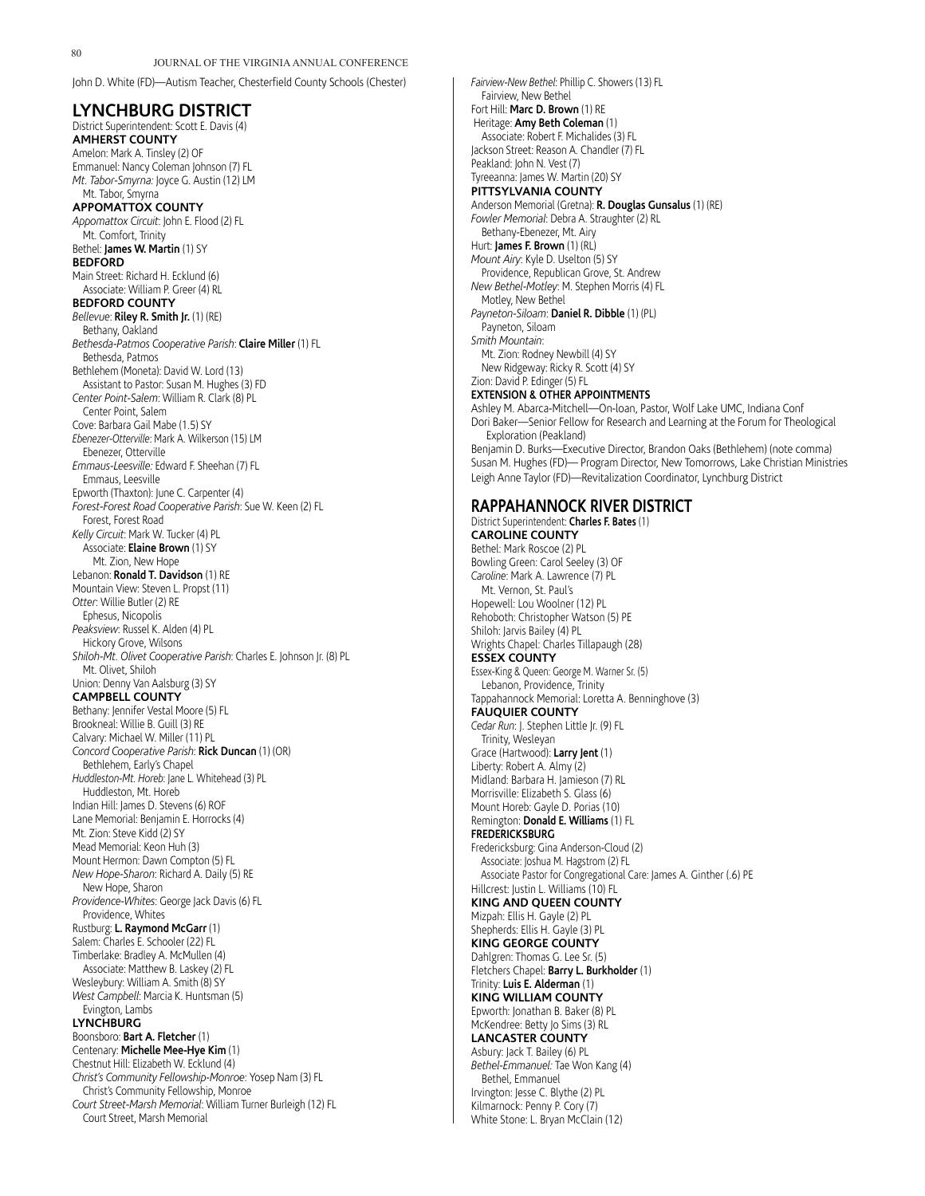John D. White (FD)—Autism Teacher, Chesterfield County Schools (Chester)

## LYNCHBURG DISTRICT

District Superintendent: Scott E. Davis (4)

**AMHERST COUNTY**

Amelon: Mark A. Tinsley (2) OF
Emmanuel: Nancy Coleman Johnson (7) FL
*Mt. Tabor-Smyrna:* Joyce G. Austin (12) LM
 Mt. Tabor, Smyrna

**APPOMATTOX COUNTY**

*Appomattox Circuit*: John E. Flood (2) FL
 Mt. Comfort, Trinity
Bethel: **James W. Martin** (1) SY

**BEDFORD**

Main Street: Richard H. Ecklund (6)
 Associate: William P. Greer (4) RL

**BEDFORD COUNTY**

*Bellevue*: **Riley R. Smith Jr.** (1) (RE)
 Bethany, Oakland
*Bethesda-Patmos Cooperative Parish*: **Claire Miller** (1) FL
 Bethesda, Patmos
Bethlehem (Moneta): David W. Lord (13)
 Assistant to Pastor: Susan M. Hughes (3) FD
*Center Point-Salem*: William R. Clark (8) PL
 Center Point, Salem
Cove: Barbara Gail Mabe (1.5) SY
*Ebenezer-Otterville*: Mark A. Wilkerson (15) LM
 Ebenezer, Otterville
*Emmaus-Leesville:* Edward F. Sheehan (7) FL
 Emmaus, Leesville
Epworth (Thaxton): June C. Carpenter (4)
*Forest-Forest Road Cooperative Parish*: Sue W. Keen (2) FL
 Forest, Forest Road
*Kelly Circuit*: Mark W. Tucker (4) PL
 Associate: **Elaine Brown** (1) SY
  Mt. Zion, New Hope
Lebanon: **Ronald T. Davidson** (1) RE
Mountain View: Steven L. Propst (11)
*Otter*: Willie Butler (2) RE
 Ephesus, Nicopolis
*Peaksview*: Russel K. Alden (4) PL
 Hickory Grove, Wilsons
*Shiloh-Mt. Olivet Cooperative Parish*: Charles E. Johnson Jr. (8) PL
 Mt. Olivet, Shiloh
Union: Denny Van Aalsburg (3) SY

**CAMPBELL COUNTY**

Bethany: Jennifer Vestal Moore (5) FL
Brookneal: Willie B. Guill (3) RE
Calvary: Michael W. Miller (11) PL
*Concord Cooperative Parish*: **Rick Duncan** (1) (OR)
 Bethlehem, Early's Chapel
*Huddleston-Mt. Horeb*: Jane L. Whitehead (3) PL
 Huddleston, Mt. Horeb
Indian Hill: James D. Stevens (6) ROF
Lane Memorial: Benjamin E. Horrocks (4)
Mt. Zion: Steve Kidd (2) SY
Mead Memorial: Keon Huh (3)
Mount Hermon: Dawn Compton (5) FL
*New Hope-Sharon*: Richard A. Daily (5) RE
 New Hope, Sharon
*Providence-Whites*: George Jack Davis (6) FL
 Providence, Whites
Rustburg: **L. Raymond McGarr** (1)
Salem: Charles E. Schooler (22) FL
Timberlake: Bradley A. McMullen (4)
 Associate: Matthew B. Laskey (2) FL
Wesleybury: William A. Smith (8) SY
*West Campbell*: Marcia K. Huntsman (5)
 Evington, Lambs

**LYNCHBURG**

Boonsboro: **Bart A. Fletcher** (1)
Centenary: **Michelle Mee-Hye Kim** (1)
Chestnut Hill: Elizabeth W. Ecklund (4)
*Christ's Community Fellowship-Monroe*: Yosep Nam (3) FL
 Christ's Community Fellowship, Monroe
*Court Street-Marsh Memorial*: William Turner Burleigh (12) FL
 Court Street, Marsh Memorial
*Fairview-New Bethel*: Phillip C. Showers (13) FL
 Fairview, New Bethel
Fort Hill: **Marc D. Brown** (1) RE
Heritage: **Amy Beth Coleman** (1)
 Associate: Robert F. Michalides (3) FL
Jackson Street: Reason A. Chandler (7) FL
Peakland: John N. Vest (7)
Tyreeanna: James W. Martin (20) SY

**PITTSYLVANIA COUNTY**

Anderson Memorial (Gretna): **R. Douglas Gunsalus** (1) (RE)
*Fowler Memorial*: Debra A. Straughter (2) RL
 Bethany-Ebenezer, Mt. Airy
Hurt: **James F. Brown** (1) (RL)
*Mount Airy*: Kyle D. Uselton (5) SY
 Providence, Republican Grove, St. Andrew
*New Bethel-Motley*: M. Stephen Morris (4) FL
 Motley, New Bethel
*Payneton-Siloam*: **Daniel R. Dibble** (1) (PL)
 Payneton, Siloam
*Smith Mountain*:
 Mt. Zion: Rodney Newbill (4) SY
 New Ridgeway: Ricky R. Scott (4) SY
Zion: David P. Edinger (5) FL

**EXTENSION & OTHER APPOINTMENTS**

Ashley M. Abarca-Mitchell—On-loan, Pastor, Wolf Lake UMC, Indiana Conf
Dori Baker—Senior Fellow for Research and Learning at the Forum for Theological Exploration (Peakland)
Benjamin D. Burks—Executive Director, Brandon Oaks (Bethlehem) (note comma)
Susan M. Hughes (FD)— Program Director, New Tomorrows, Lake Christian Ministries
Leigh Anne Taylor (FD)—Revitalization Coordinator, Lynchburg District

## RAPPAHANNOCK RIVER DISTRICT

District Superintendent: **Charles F. Bates** (1)

**CAROLINE COUNTY**

Bethel: Mark Roscoe (2) PL
Bowling Green: Carol Seeley (3) OF
*Caroline*: Mark A. Lawrence (7) PL
 Mt. Vernon, St. Paul's
Hopewell: Lou Woolner (12) PL
Rehoboth: Christopher Watson (5) PE
Shiloh: Jarvis Bailey (4) PL
Wrights Chapel: Charles Tillapaugh (28)

**ESSEX COUNTY**

Essex-King & Queen: George M. Warner Sr. (5)
 Lebanon, Providence, Trinity
Tappahannock Memorial: Loretta A. Benninghove (3)

**FAUQUIER COUNTY**

*Cedar Run*: J. Stephen Little Jr. (9) FL
 Trinity, Wesleyan
Grace (Hartwood): **Larry Jent** (1)
Liberty: Robert A. Almy (2)
Midland: Barbara H. Jamieson (7) RL
Morrisville: Elizabeth S. Glass (6)
Mount Horeb: Gayle D. Porias (10)
Remington: **Donald E. Williams** (1) FL

**FREDERICKSBURG**

Fredericksburg: Gina Anderson-Cloud (2)
 Associate: Joshua M. Hagstrom (2) FL
 Associate Pastor for Congregational Care: James A. Ginther (.6) PE
Hillcrest: Justin L. Williams (10) FL

**KING AND QUEEN COUNTY**

Mizpah: Ellis H. Gayle (2) PL
Shepherds: Ellis H. Gayle (3) PL

**KING GEORGE COUNTY**

Dahlgren: Thomas G. Lee Sr. (5)
Fletchers Chapel: **Barry L. Burkholder** (1)
Trinity: **Luis E. Alderman** (1)

**KING WILLIAM COUNTY**

Epworth: Jonathan B. Baker (8) PL
McKendree: Betty Jo Sims (3) RL

**LANCASTER COUNTY**

Asbury: Jack T. Bailey (6) PL
*Bethel-Emmanuel:* Tae Won Kang (4)
 Bethel, Emmanuel
Irvington: Jesse C. Blythe (2) PL
Kilmarnock: Penny P. Cory (7)
White Stone: L. Bryan McClain (12)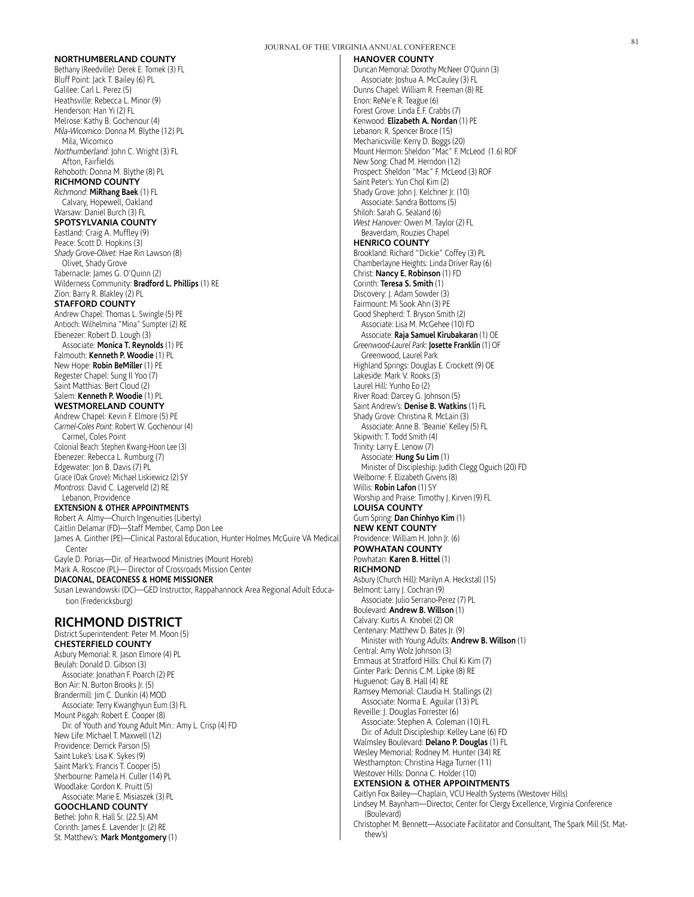**NORTHUMBERLAND COUNTY**

Bethany (Reedville): Derek E. Tomek (3) FL
Bluff Point: Jack T. Bailey (6) PL
Galilee: Carl L. Perez (5)
Heathsville: Rebecca L. Minor (9)
Henderson: Han Yi (2) FL
Melrose: Kathy B. Gochenour (4)
*Mila-Wicomico:* Donna M. Blythe (12) PL
  Mila, Wicomico
*Northumberland*: John C. Wright (3) FL
  Afton, Fairfields
Rehoboth: Donna M. Blythe (8) PL

**RICHMOND COUNTY**

*Richmond*: **MiRhang Baek** (1) FL
  Calvary, Hopewell, Oakland
Warsaw: Daniel Burch (3) FL

**SPOTSYLVANIA COUNTY**

Eastland: Craig A. Muffley (9)
Peace: Scott D. Hopkins (3)
*Shady Grove-Olivet:* Hae Rin Lawson (8)
  Olivet, Shady Grove
Tabernacle: James G. O'Quinn (2)
Wilderness Community: **Bradford L. Phillips** (1) RE
Zion: Barry R. Blakley (2) PL

**STAFFORD COUNTY**

Andrew Chapel: Thomas L. Swingle (5) PE
Antioch: Wilhelmina "Mina" Sumpter (2) RE
Ebenezer: Robert D. Lough (3)
  Associate: **Monica T. Reynolds** (1) PE
Falmouth: **Kenneth P. Woodie** (1) PL
New Hope: **Robin BeMiller** (1) PE
Regester Chapel: Sung Il Yoo (7)
Saint Matthias: Bert Cloud (2)
Salem: **Kenneth P. Woodie** (1) PL

**WESTMORELAND COUNTY**

Andrew Chapel: Kevin F. Elmore (5) PE
*Carmel-Coles Point:* Robert W. Gochenour (4)
  Carmel, Coles Point
Colonial Beach: Stephen Kwang-Hoon Lee (3)
Ebenezer: Rebecca L. Rumburg (7)
Edgewater: Jon B. Davis (7) PL
Grace (Oak Grove): Michael Liskiewicz (2) SY
*Montross*: David C. Lagerveld (2) RE
  Lebanon, Providence

**EXTENSION & OTHER APPOINTMENTS**

Robert A. Almy—Church Ingenuities (Liberty)
Caitlin Delamar (FD)—Staff Member, Camp Don Lee
James A. Ginther (PE)—Clinical Pastoral Education, Hunter Holmes McGuire VA Medical Center
Gayle D. Porias—Dir. of Heartwood Ministries (Mount Horeb)
Mark A. Roscoe (PL)— Director of Crossroads Mission Center

**DIACONAL, DEACONESS & HOME MISSIONER**

Susan Lewandowski (DC)—GED Instructor, Rappahannock Area Regional Adult Education (Fredericksburg)

## RICHMOND DISTRICT

District Superintendent: Peter M. Moon (5)

**CHESTERFIELD COUNTY**

Asbury Memorial: R. Jason Elmore (4) PL
Beulah: Donald D. Gibson (3)
  Associate: Jonathan F. Poarch (2) PE
Bon Air: N. Burton Brooks Jr. (5)
Brandermill: Jim C. Dunkin (4) MOD
  Associate: Terry Kwanghyun Eum (3) FL
Mount Pisgah: Robert E. Cooper (8)
  Dir. of Youth and Young Adult Min.: Amy L. Crisp (4) FD
New Life: Michael T. Maxwell (12)
Providence: Derrick Parson (5)
Saint Luke's: Lisa K. Sykes (9)
Saint Mark's: Francis T. Cooper (5)
Sherbourne: Pamela H. Culler (14) PL
Woodlake: Gordon K. Pruitt (5)
  Associate: Marie E. Misiaszek (3) PL

**GOOCHLAND COUNTY**

Bethel: John R. Hall Sr. (22.5) AM
Corinth: James E. Lavender Jr. (2) RE
St. Matthew's: **Mark Montgomery** (1)

**HANOVER COUNTY**

Duncan Memorial: Dorothy McNeer O'Quinn (3)
  Associate: Joshua A. McCauley (3) FL
Dunns Chapel: William R. Freeman (8) RE
Enon: ReNe'e R. Teague (6)
Forest Grove: Linda E.F. Crabbs (7)
Kenwood: **Elizabeth A. Nordan** (1) PE
Lebanon: R. Spencer Broce (15)
Mechanicsville: Kerry D. Boggs (20)
Mount Hermon: Sheldon "Mac" F. McLeod (1.6) ROF
New Song: Chad M. Herndon (12)
Prospect: Sheldon "Mac" F. McLeod (3) ROF
Saint Peter's: Yun Chol Kim (2)
Shady Grove: John J. Kelchner Jr. (10)
  Associate: Sandra Bottoms (5)
Shiloh: Sarah G. Sealand (6)
*West Hanover:* Owen M. Taylor (2) FL
  Beaverdam, Rouzies Chapel

**HENRICO COUNTY**

Brookland: Richard "Dickie" Coffey (3) PL
Chamberlayne Heights: Linda Driver Ray (6)
Christ: **Nancy E. Robinson** (1) FD
Corinth: **Teresa S. Smith** (1)
Discovery: J. Adam Sowder (3)
Fairmount: Mi Sook Ahn (3) PE
Good Shepherd: T. Bryson Smith (2)
  Associate: Lisa M. McGehee (10) FD
  Associate: **Raja Samuel Kirubakaran** (1) OE
*Greenwood-Laurel Park*: **Josette Franklin** (1) OF
  Greenwood, Laurel Park
Highland Springs: Douglas E. Crockett (9) OE
Lakeside: Mark V. Rooks (3)
Laurel Hill: Yunho Eo (2)
River Road: Darcey G. Johnson (5)
Saint Andrew's: **Denise B. Watkins** (1) FL
Shady Grove: Christina R. McLain (3)
  Associate: Anne B. 'Beanie' Kelley (5) FL
Skipwith: T. Todd Smith (4)
Trinity: Larry E. Lenow (7)
  Associate: **Hung Su Lim** (1)
  Minister of Discipleship: Judith Clegg Oguich (20) FD
Welborne: F. Elizabeth Givens (8)
Willis: **Robin Lafon** (1) SY
Worship and Praise: Timothy J. Kirven (9) FL

**LOUISA COUNTY**

Gum Spring: **Dan Chinhyo Kim** (1)

**NEW KENT COUNTY**

Providence: William H. John Jr. (6)

**POWHATAN COUNTY**

Powhatan: **Karen B. Hittel** (1)

**RICHMOND**

Asbury (Church Hill): Marilyn A. Heckstall (15)
Belmont: Larry J. Cochran (9)
  Associate: Julio Serrano-Perez (7) PL
Boulevard: **Andrew B. Willson** (1)
Calvary: Kurtis A. Knobel (2) OR
Centenary: Matthew D. Bates Jr. (9)
  Minister with Young Adults: **Andrew B. Willson** (1)
Central: Amy Wolz Johnson (3)
Emmaus at Stratford Hills: Chul Ki Kim (7)
Ginter Park: Dennis C.M. Lipke (8) RE
Huguenot: Gay B. Hall (4) RE
Ramsey Memorial: Claudia H. Stallings (2)
  Associate: Norma E. Aguilar (13) PL
Reveille: J. Douglas Forrester (6)
  Associate: Stephen A. Coleman (10) FL
  Dir. of Adult Discipleship: Kelley Lane (6) FD
Walmsley Boulevard: **Delano P. Douglas** (1) FL
Wesley Memorial: Rodney M. Hunter (34) RE
Westhampton: Christina Haga Turner (11)
Westover Hills: Donna C. Holder (10)

**EXTENSION & OTHER APPOINTMENTS**

Caitlyn Fox Bailey—Chaplain, VCU Health Systems (Westover Hills)
Lindsey M. Baynham—Director, Center for Clergy Excellence, Virginia Conference (Boulevard)
Christopher M. Bennett—Associate Facilitator and Consultant, The Spark Mill (St. Matthew's)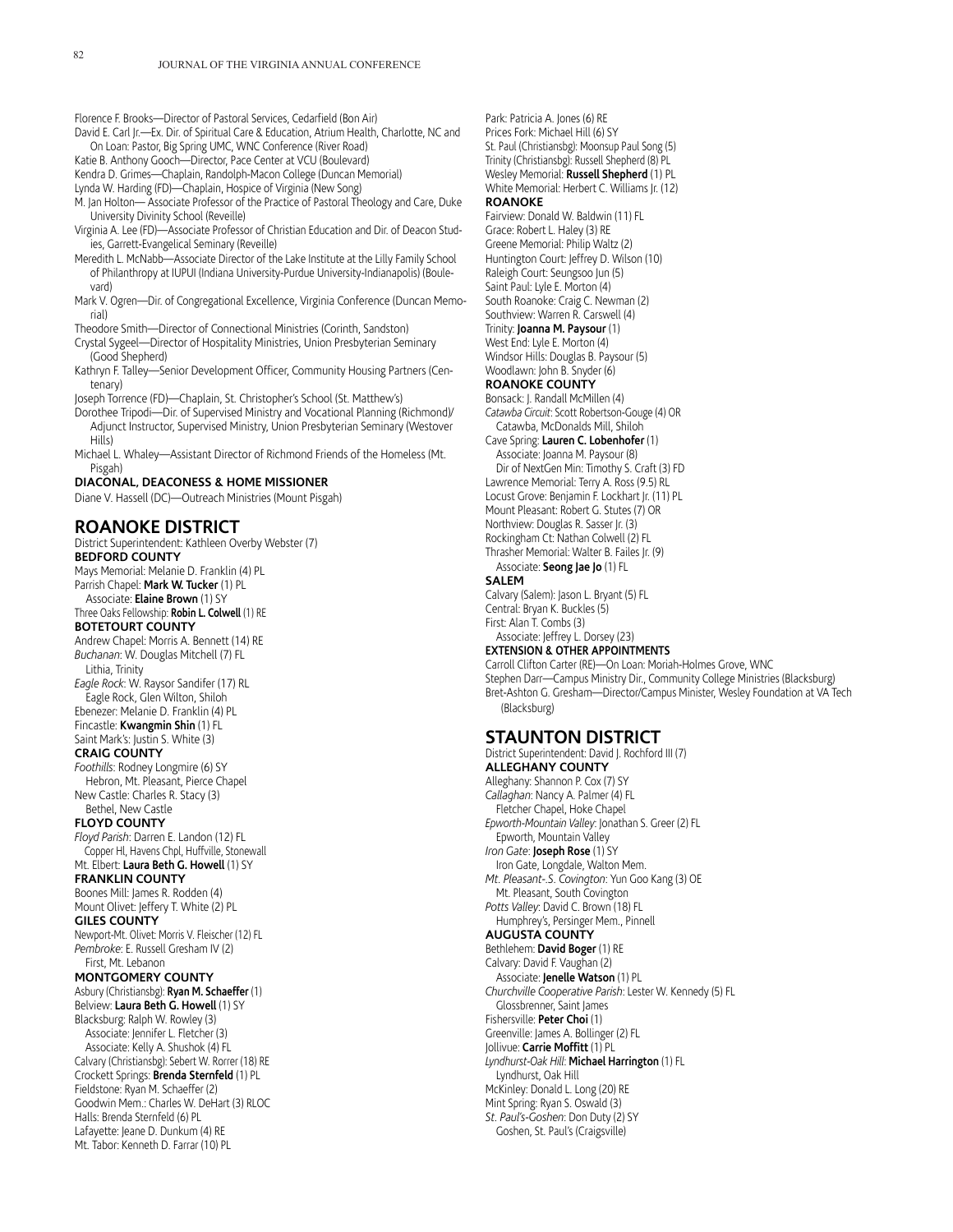Florence F. Brooks—Director of Pastoral Services, Cedarfield (Bon Air)

David E. Carl Jr.—Ex. Dir. of Spiritual Care & Education, Atrium Health, Charlotte, NC and On Loan: Pastor, Big Spring UMC, WNC Conference (River Road)

Katie B. Anthony Gooch—Director, Pace Center at VCU (Boulevard)

Kendra D. Grimes—Chaplain, Randolph-Macon College (Duncan Memorial)

Lynda W. Harding (FD)—Chaplain, Hospice of Virginia (New Song)

M. Jan Holton— Associate Professor of the Practice of Pastoral Theology and Care, Duke University Divinity School (Reveille)

Virginia A. Lee (FD)—Associate Professor of Christian Education and Dir. of Deacon Studies, Garrett-Evangelical Seminary (Reveille)

Meredith L. McNabb—Associate Director of the Lake Institute at the Lilly Family School of Philanthropy at IUPUI (Indiana University-Purdue University-Indianapolis) (Boulevard)

Mark V. Ogren—Dir. of Congregational Excellence, Virginia Conference (Duncan Memorial)

Theodore Smith—Director of Connectional Ministries (Corinth, Sandston)

Crystal Sygeel—Director of Hospitality Ministries, Union Presbyterian Seminary (Good Shepherd)

Kathryn F. Talley—Senior Development Officer, Community Housing Partners (Centenary)

Joseph Torrence (FD)—Chaplain, St. Christopher's School (St. Matthew's)

Dorothee Tripodi—Dir. of Supervised Ministry and Vocational Planning (Richmond)/ Adjunct Instructor, Supervised Ministry, Union Presbyterian Seminary (Westover Hills)

Michael L. Whaley—Assistant Director of Richmond Friends of the Homeless (Mt. Pisgah)

**DIACONAL, DEACONESS & HOME MISSIONER**

Diane V. Hassell (DC)—Outreach Ministries (Mount Pisgah)

## ROANOKE DISTRICT

District Superintendent: Kathleen Overby Webster (7)

**BEDFORD COUNTY**

Mays Memorial: Melanie D. Franklin (4) PL
Parrish Chapel: **Mark W. Tucker** (1) PL
  Associate: **Elaine Brown** (1) SY
Three Oaks Fellowship: **Robin L. Colwell** (1) RE

**BOTETOURT COUNTY**

Andrew Chapel: Morris A. Bennett (14) RE
*Buchanan*: W. Douglas Mitchell (7) FL
  Lithia, Trinity
*Eagle Rock*: W. Raysor Sandifer (17) RL
  Eagle Rock, Glen Wilton, Shiloh
Ebenezer: Melanie D. Franklin (4) PL
Fincastle: **Kwangmin Shin** (1) FL
Saint Mark's: Justin S. White (3)

**CRAIG COUNTY**

*Foothills*: Rodney Longmire (6) SY
  Hebron, Mt. Pleasant, Pierce Chapel
New Castle: Charles R. Stacy (3)
  Bethel, New Castle

**FLOYD COUNTY**

*Floyd Parish*: Darren E. Landon (12) FL
  Copper Hl, Havens Chpl, Huffville, Stonewall
Mt. Elbert: **Laura Beth G. Howell** (1) SY

**FRANKLIN COUNTY**

Boones Mill: James R. Rodden (4)
Mount Olivet: Jeffery T. White (2) PL

**GILES COUNTY**

Newport-Mt. Olivet: Morris V. Fleischer (12) FL
*Pembroke*: E. Russell Gresham IV (2)
  First, Mt. Lebanon

**MONTGOMERY COUNTY**

Asbury (Christiansbg): **Ryan M. Schaeffer** (1)
Belview: **Laura Beth G. Howell** (1) SY
Blacksburg: Ralph W. Rowley (3)
  Associate: Jennifer L. Fletcher (3)
  Associate: Kelly A. Shushok (4) FL
Calvary (Christiansbg): Sebert W. Rorrer (18) RE
Crockett Springs: **Brenda Sternfeld** (1) PL
Fieldstone: Ryan M. Schaeffer (2)
Goodwin Mem.: Charles W. DeHart (3) RLOC
Halls: Brenda Sternfeld (6) PL
Lafayette: Jeane D. Dunkum (4) RE
Mt. Tabor: Kenneth D. Farrar (10) PL
Park: Patricia A. Jones (6) RE
Prices Fork: Michael Hill (6) SY
St. Paul (Christiansbg): Moonsup Paul Song (5)
Trinity (Christiansbg): Russell Shepherd (8) PL
Wesley Memorial: **Russell Shepherd** (1) PL
White Memorial: Herbert C. Williams Jr. (12)

**ROANOKE**

Fairview: Donald W. Baldwin (11) FL
Grace: Robert L. Haley (3) RE
Greene Memorial: Philip Waltz (2)
Huntington Court: Jeffrey D. Wilson (10)
Raleigh Court: Seungsoo Jun (5)
Saint Paul: Lyle E. Morton (4)
South Roanoke: Craig C. Newman (2)
Southview: Warren R. Carswell (4)
Trinity: **Joanna M. Paysour** (1)
West End: Lyle E. Morton (4)
Windsor Hills: Douglas B. Paysour (5)
Woodlawn: John B. Snyder (6)

**ROANOKE COUNTY**

Bonsack: J. Randall McMillen (4)
*Catawba Circuit*: Scott Robertson-Gouge (4) OR
  Catawba, McDonalds Mill, Shiloh
Cave Spring: **Lauren C. Lobenhofer** (1)
  Associate: Joanna M. Paysour (8)
  Dir of NextGen Min: Timothy S. Craft (3) FD
Lawrence Memorial: Terry A. Ross (9.5) RL
Locust Grove: Benjamin F. Lockhart Jr. (11) PL
Mount Pleasant: Robert G. Stutes (7) OR
Northview: Douglas R. Sasser Jr. (3)
Rockingham Ct: Nathan Colwell (2) FL
Thrasher Memorial: Walter B. Failes Jr. (9)
  Associate: **Seong Jae Jo** (1) FL

**SALEM**

Calvary (Salem): Jason L. Bryant (5) FL
Central: Bryan K. Buckles (5)
First: Alan T. Combs (3)
  Associate: Jeffrey L. Dorsey (23)

**EXTENSION & OTHER APPOINTMENTS**

Carroll Clifton Carter (RE)—On Loan: Moriah-Holmes Grove, WNC

Stephen Darr—Campus Ministry Dir., Community College Ministries (Blacksburg)

Bret-Ashton G. Gresham—Director/Campus Minister, Wesley Foundation at VA Tech (Blacksburg)

## STAUNTON DISTRICT

District Superintendent: David J. Rochford III (7)

**ALLEGHANY COUNTY**

Alleghany: Shannon P. Cox (7) SY
*Callaghan*: Nancy A. Palmer (4) FL
  Fletcher Chapel, Hoke Chapel
*Epworth-Mountain Valley*: Jonathan S. Greer (2) FL
  Epworth, Mountain Valley
*Iron Gate*: **Joseph Rose** (1) SY
  Iron Gate, Longdale, Walton Mem.
*Mt. Pleasant-.S. Covington*: Yun Goo Kang (3) OE
  Mt. Pleasant, South Covington
*Potts Valley*: David C. Brown (18) FL
  Humphrey's, Persinger Mem., Pinnell

**AUGUSTA COUNTY**

Bethlehem: **David Boger** (1) RE
Calvary: David F. Vaughan (2)
  Associate: **Jenelle Watson** (1) PL
*Churchville Cooperative Parish*: Lester W. Kennedy (5) FL
  Glossbrenner, Saint James
Fishersville: **Peter Choi** (1)
Greenville: James A. Bollinger (2) FL
Jollivue: **Carrie Moffitt** (1) PL
*Lyndhurst-Oak Hill*: **Michael Harrington** (1) FL
  Lyndhurst, Oak Hill
McKinley: Donald L. Long (20) RE
Mint Spring: Ryan S. Oswald (3)
*St. Paul's-Goshen*: Don Duty (2) SY
  Goshen, St. Paul's (Craigsville)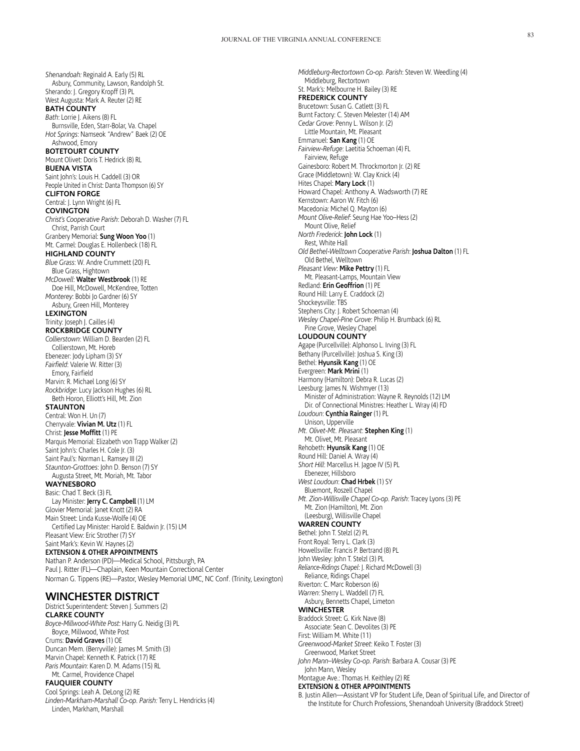*Shenandoah:* Reginald A. Early (5) RL
Asbury, Community, Lawson, Randolph St.
Sherando: J. Gregory Kropff (3) PL
West Augusta: Mark A. Reuter (2) RE

**BATH COUNTY**

*Bath*: Lorrie J. Aikens (8) FL
Burnsville, Eden, Starr-Bolar, Va. Chapel
*Hot Springs*: Namseok "Andrew" Baek (2) OE
Ashwood, Emory

**BOTETOURT COUNTY**

Mount Olivet: Doris T. Hedrick (8) RL

**BUENA VISTA**

Saint John's: Louis H. Caddell (3) OR
People United in Christ: Danta Thompson (6) SY

**CLIFTON FORGE**

Central: J. Lynn Wright (6) FL

**COVINGTON**

*Christ's Cooperative Parish*: Deborah D. Washer (7) FL
Christ, Parrish Court
Granbery Memorial: **Sung Woon Yoo** (1)
Mt. Carmel: Douglas E. Hollenbeck (18) FL

**HIGHLAND COUNTY**

*Blue Grass*: W. Andre Crummett (20) FL
Blue Grass, Hightown
*McDowell:* **Walter Westbrook** (1) RE
Doe Hill, McDowell, McKendree, Totten
*Monterey*: Bobbi Jo Gardner (6) SY
Asbury, Green Hill, Monterey

**LEXINGTON**

Trinity: Joseph J. Cailles (4)

**ROCKBRIDGE COUNTY**

*Collierstown*: William D. Bearden (2) FL
Collierstown, Mt. Horeb
Ebenezer: Jody Lipham (3) SY
*Fairfield*: Valerie W. Ritter (3)
Emory, Fairfield
Marvin: R. Michael Long (6) SY
*Rockbridge*: Lucy Jackson Hughes (6) RL
Beth Horon, Elliott's Hill, Mt. Zion

**STAUNTON**

Central: Won H. Un (7)
Cherryvale: **Vivian M. Utz** (1) FL
Christ: **Jesse Moffitt** (1) PE
Marquis Memorial: Elizabeth von Trapp Walker (2)
Saint John's: Charles H. Cole Jr. (3)
Saint Paul's: Norman L. Ramsey III (2)
*Staunton-Grottoes*: John D. Benson (7) SY
Augusta Street, Mt. Moriah, Mt. Tabor

**WAYNESBORO**

Basic: Chad T. Beck (3) FL
Lay Minister: **Jerry C. Campbell** (1) LM
Glovier Memorial: Janet Knott (2) RA
Main Street: Linda Kusse-Wolfe (4) OE
Certified Lay Minister: Harold E. Baldwin Jr. (15) LM
Pleasant View: Eric Strother (7) SY
Saint Mark's: Kevin W. Haynes (2)

**EXTENSION & OTHER APPOINTMENTS**

Nathan P. Anderson (PD)—Medical School, Pittsburgh, PA
Paul J. Ritter (FL)—Chaplain, Keen Mountain Correctional Center
Norman G. Tippens (RE)—Pastor, Wesley Memorial UMC, NC Conf. (Trinity, Lexington)

## WINCHESTER DISTRICT

District Superintendent: Steven J. Summers (2)

**CLARKE COUNTY**

*Boyce-Millwood-White Post*: Harry G. Neidig (3) PL
Boyce, Millwood, White Post
Crums: **David Graves** (1) OE
Duncan Mem. (Berryville): James M. Smith (3)
Marvin Chapel: Kenneth K. Patrick (17) RE
*Paris Mountain*: Karen D. M. Adams (15) RL
Mt. Carmel, Providence Chapel

**FAUQUIER COUNTY**

Cool Springs: Leah A. DeLong (2) RE
*Linden-Markham-Marshall Co-op. Parish:* Terry L. Hendricks (4)
Linden, Markham, Marshall
*Middleburg-Rectortown Co-op. Parish*: Steven W. Weedling (4)
Middleburg, Rectortown
St. Mark's: Melbourne H. Bailey (3) RE

**FREDERICK COUNTY**

Brucetown: Susan G. Catlett (3) FL
Burnt Factory: C. Steven Melester (14) AM
*Cedar Grove*: Penny L. Wilson Jr. (2)
Little Mountain, Mt. Pleasant
Emmanuel: **San Kang** (1) OE
*Fairview-Refuge*: Laetitia Schoeman (4) FL
Fairview, Refuge
Gainesboro: Robert M. Throckmorton Jr. (2) RE
Grace (Middletown): W. Clay Knick (4)
Hites Chapel: **Mary Lock** (1)
Howard Chapel: Anthony A. Wadsworth (7) RE
Kernstown: Aaron W. Fitch (6)
Macedonia: Michel Q. Mayton (6)
*Mount Olive-Relief*: Seung Hae Yoo–Hess (2)
Mount Olive, Relief
*North Frederick*: **John Lock** (1)
Rest, White Hall
*Old Bethel-Welltown Cooperative Parish*: **Joshua Dalton** (1) FL
Old Bethel, Welltown
*Pleasant View*: **Mike Pettry** (1) FL
Mt. Pleasant-Lamps, Mountain View
Redland: **Erin Geoffrion** (1) PE
Round Hill: Larry E. Craddock (2)
Shockeysville: TBS
Stephens City: J. Robert Schoeman (4)
*Wesley Chapel-Pine Grove*: Philip H. Brumback (6) RL
Pine Grove, Wesley Chapel

**LOUDOUN COUNTY**

Agape (Purcellville): Alphonso L. Irving (3) FL
Bethany (Purcellville): Joshua S. King (3)
Bethel: **Hyunsik Kang** (1) OE
Evergreen: **Mark Mrini** (1)
Harmony (Hamilton): Debra R. Lucas (2)
Leesburg: James N. Wishmyer (13)
Minister of Administration: Wayne R. Reynolds (12) LM
Dir. of Connectional Ministres: Heather L. Wray (4) FD
*Loudoun*: **Cynthia Rainger** (1) PL
Unison, Upperville
*Mt. Olivet-Mt. Pleasant*: **Stephen King** (1)
Mt. Olivet, Mt. Pleasant
Rehobeth: **Hyunsik Kang** (1) OE
Round Hill: Daniel A. Wray (4)
*Short Hill*: Marcellus H. Jagoe IV (5) PL
Ebenezer, Hillsboro
*West Loudoun*: **Chad Hrbek** (1) SY
Bluemont, Roszell Chapel
*Mt. Zion-Willisville Chapel Co-op. Parish*: Tracey Lyons (3) PE
Mt. Zion (Hamilton), Mt. Zion
(Leesburg), Willisville Chapel

**WARREN COUNTY**

Bethel: John T. Stelzl (2) PL
Front Royal: Terry L. Clark (3)
Howellsville: Francis P. Bertrand (8) PL
John Wesley: John T. Stelzl (3) PL
*Reliance-Ridings Chapel:* J. Richard McDowell (3)
Reliance, Ridings Chapel
Riverton: C. Marc Roberson (6)
*Warren*: Sherry L. Waddell (7) FL
Asbury, Bennetts Chapel, Limeton

**WINCHESTER**

Braddock Street: G. Kirk Nave (8)
Associate: Sean C. Devolites (3) PE
First: William M. White (11)
*Greenwood-Market Street*: Keiko T. Foster (3)
Greenwood, Market Street
*John Mann–Wesley Co-op. Parish*: Barbara A. Cousar (3) PE
John Mann, Wesley
Montague Ave.: Thomas H. Keithley (2) RE

**EXTENSION & OTHER APPOINTMENTS**

B. Justin Allen—Assistant VP for Student Life, Dean of Spiritual Life, and Director of the Institute for Church Professions, Shenandoah University (Braddock Street)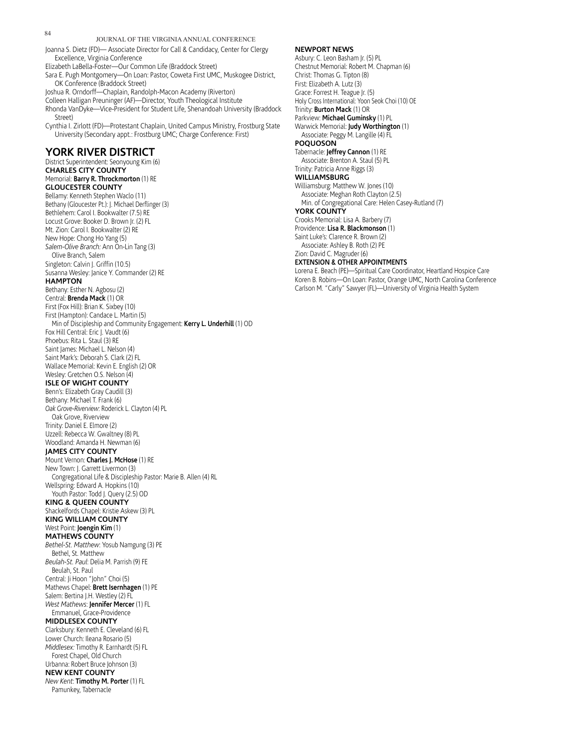Joanna S. Dietz (FD)— Associate Director for Call & Candidacy, Center for Clergy Excellence, Virginia Conference
Elizabeth LaBella-Foster—Our Common Life (Braddock Street)
Sara E. Pugh Montgomery—On Loan: Pastor, Coweta First UMC, Muskogee District, OK Conference (Braddock Street)
Joshua R. Orndorff—Chaplain, Randolph-Macon Academy (Riverton)
Colleen Halligan Preuninger (AF)—Director, Youth Theological Institute
Rhonda VanDyke—Vice-President for Student Life, Shenandoah University (Braddock Street)
Cynthia I. Zirlott (FD)—Protestant Chaplain, United Campus Ministry, Frostburg State University (Secondary appt.: Frostburg UMC; Charge Conference: First)

## YORK RIVER DISTRICT

District Superintendent: Seonyoung Kim (6)

**CHARLES CITY COUNTY**
Memorial: **Barry R. Throckmorton** (1) RE

**GLOUCESTER COUNTY**
Bellamy: Kenneth Stephen Waclo (11)
Bethany (Gloucester Pt.): J. Michael Derflinger (3)
Bethlehem: Carol I. Bookwalter (7.5) RE
Locust Grove: Booker D. Brown Jr. (2) FL
Mt. Zion: Carol I. Bookwalter (2) RE
New Hope: Chong Ho Yang (5)
*Salem-Olive Branch:* Ann On-Lin Tang (3)
  Olive Branch, Salem
Singleton: Calvin J. Griffin (10.5)
Susanna Wesley: Janice Y. Commander (2) RE

**HAMPTON**
Bethany: Esther N. Agbosu (2)
Central: **Brenda Mack** (1) OR
First (Fox Hill): Brian K. Sixbey (10)
First (Hampton): Candace L. Martin (5)
  Min of Discipleship and Community Engagement: **Kerry L. Underhill** (1) OD
Fox Hill Central: Eric J. Vaudt (6)
Phoebus: Rita L. Staul (3) RE
Saint James: Michael L. Nelson (4)
Saint Mark's: Deborah S. Clark (2) FL
Wallace Memorial: Kevin E. English (2) OR
Wesley: Gretchen O.S. Nelson (4)

**ISLE OF WIGHT COUNTY**
Benn's: Elizabeth Gray Caudill (3)
Bethany: Michael T. Frank (6)
*Oak Grove-Riverview*: Roderick L. Clayton (4) PL
  Oak Grove, Riverview
Trinity: Daniel E. Elmore (2)
Uzzell: Rebecca W. Gwaltney (8) PL
Woodland: Amanda H. Newman (6)

**JAMES CITY COUNTY**
Mount Vernon: **Charles J. McHose** (1) RE
New Town: J. Garrett Livermon (3)
  Congregational Life & Discipleship Pastor: Marie B. Allen (4) RL
Wellspring: Edward A. Hopkins (10)
  Youth Pastor: Todd J. Query (2.5) OD

**KING & QUEEN COUNTY**
Shackelfords Chapel: Kristie Askew (3) PL

**KING WILLIAM COUNTY**
West Point: **Joengin Kim** (1)

**MATHEWS COUNTY**
*Bethel-St. Matthew*: Yosub Namgung (3) PE
  Bethel, St. Matthew
*Beulah-St. Paul*: Delia M. Parrish (9) FE
  Beulah, St. Paul
Central: Ji Hoon "John" Choi (5)
Mathews Chapel: **Brett Isernhagen** (1) PE
Salem: Bertina J.H. Westley (2) FL
*West Mathews*: **Jennifer Mercer** (1) FL
  Emmanuel, Grace-Providence

**MIDDLESEX COUNTY**
Clarksbury: Kenneth E. Cleveland (6) FL
Lower Church: Ileana Rosario (5)
*Middlesex:* Timothy R. Earnhardt (5) FL
  Forest Chapel, Old Church
Urbanna: Robert Bruce Johnson (3)

**NEW KENT COUNTY**
*New Kent*: **Timothy M. Porter** (1) FL
  Pamunkey, Tabernacle

**NEWPORT NEWS**
Asbury: C. Leon Basham Jr. (5) PL
Chestnut Memorial: Robert M. Chapman (6)
Christ: Thomas G. Tipton (8)
First: Elizabeth A. Lutz (3)
Grace: Forrest H. Teague Jr. (5)
Holy Cross International: Yoon Seok Choi (10) OE
Trinity: **Burton Mack** (1) OR
Parkview: **Michael Guminsky** (1) PL
Warwick Memorial: **Judy Worthington** (1)
  Associate: Peggy M. Langille (4) FL

**POQUOSON**
Tabernacle: **Jeffrey Cannon** (1) RE
  Associate: Brenton A. Staul (5) PL
Trinity: Patricia Anne Riggs (3)

**WILLIAMSBURG**
Williamsburg: Matthew W. Jones (10)
  Associate: Meghan Roth Clayton (2.5)
  Min. of Congregational Care: Helen Casey-Rutland (7)

**YORK COUNTY**
Crooks Memorial: Lisa A. Barbery (7)
Providence: **Lisa R. Blackmonson** (1)
Saint Luke's: Clarence R. Brown (2)
  Associate: Ashley B. Roth (2) PE
Zion: David C. Magruder (6)

**EXTENSION & OTHER APPOINTMENTS**
Lorena E. Beach (PE)—Spiritual Care Coordinator, Heartland Hospice Care
Koren B. Robins—On Loan: Pastor, Orange UMC, North Carolina Conference
Carlson M. "Carly" Sawyer (FL)—University of Virginia Health System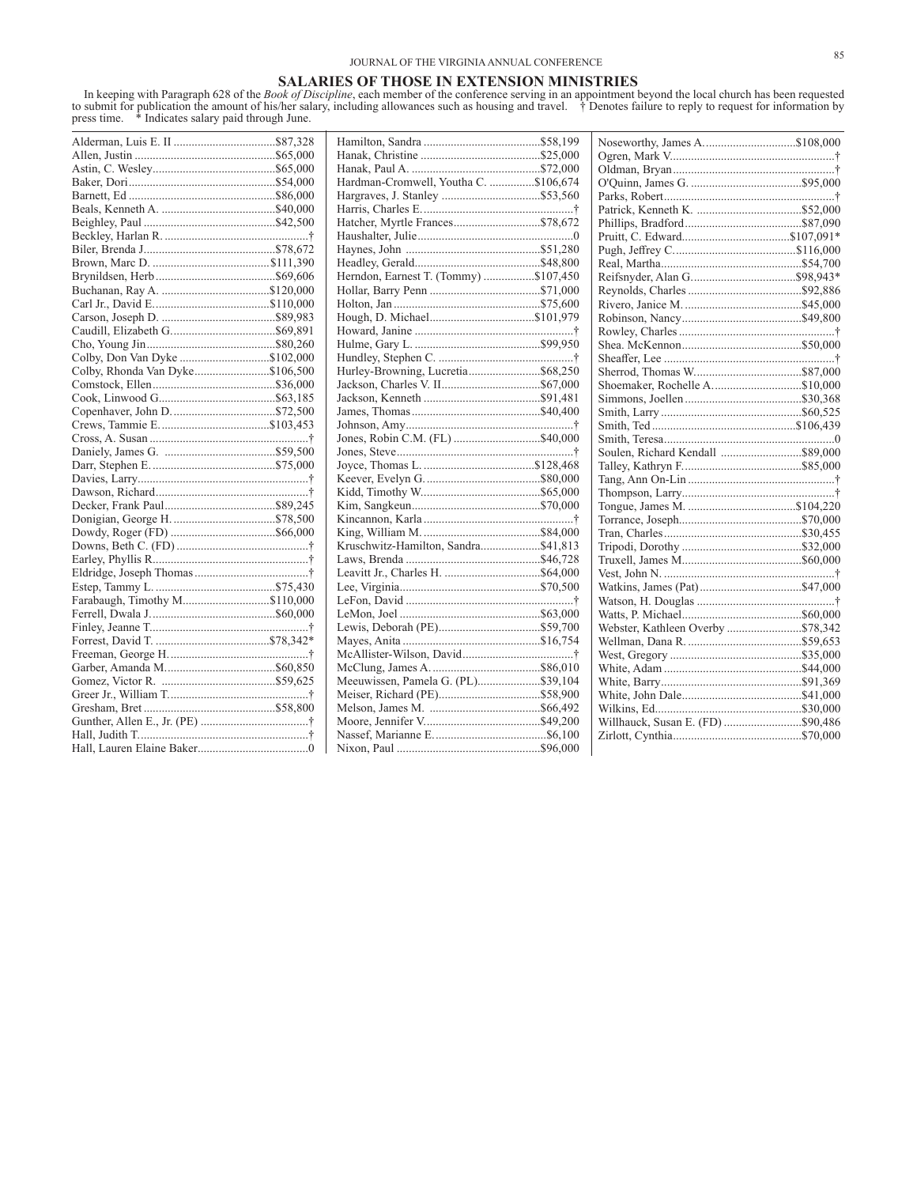## SALARIES OF THOSE IN EXTENSION MINISTRIES

In keeping with Paragraph 628 of the *Book of Discipline*, each member of the conference serving in an appointment beyond the local church has been requested to submit for publication the amount of his/her salary, including allowances such as housing and travel. † Denotes failure to reply to request for information by press time. * Indicates salary paid through June.

| | |
|---|---|
| Alderman, Luis E. II | $87,328 |
| Allen, Justin | $65,000 |
| Astin, C. Wesley | $65,000 |
| Baker, Dori | $54,000 |
| Barnett, Ed | $86,000 |
| Beals, Kenneth A. | $40,000 |
| Beighley, Paul | $42,500 |
| Beckley, Harlan R. | † |
| Biler, Brenda J. | $78,672 |
| Brown, Marc D. | $111,390 |
| Brynildsen, Herb | $69,606 |
| Buchanan, Ray A. | $120,000 |
| Carl Jr., David E. | $110,000 |
| Carson, Joseph D. | $89,983 |
| Caudill, Elizabeth G. | $69,891 |
| Cho, Young Jin | $80,260 |
| Colby, Don Van Dyke | $102,000 |
| Colby, Rhonda Van Dyke | $106,500 |
| Comstock, Ellen | $36,000 |
| Cook, Linwood G. | $63,185 |
| Copenhaver, John D. | $72,500 |
| Crews, Tammie E. | $103,453 |
| Cross, A. Susan | † |
| Daniely, James G. | $59,500 |
| Darr, Stephen E. | $75,000 |
| Davies, Larry | † |
| Dawson, Richard | † |
| Decker, Frank Paul | $89,245 |
| Donigian, George H. | $78,500 |
| Dowdy, Roger (FD) | $66,000 |
| Downs, Beth C. (FD) | † |
| Earley, Phyllis R. | † |
| Eldridge, Joseph Thomas | † |
| Estep, Tammy L. | $75,430 |
| Farabaugh, Timothy M. | $110,000 |
| Ferrell, Dwala J. | $60,000 |
| Finley, Jeanne T. | † |
| Forrest, David T. | $78,342* |
| Freeman, George H. | † |
| Garber, Amanda M. | $60,850 |
| Gomez, Victor R. | $59,625 |
| Greer Jr., William T. | † |
| Gresham, Bret | $58,800 |
| Gunther, Allen E., Jr. (PE) | † |
| Hall, Judith T. | † |
| Hall, Lauren Elaine Baker | 0 |
| Hamilton, Sandra | $58,199 |
| Hanak, Christine | $25,000 |
| Hanak, Paul A. | $72,000 |
| Hardman-Cromwell, Youtha C. | $106,674 |
| Hargraves, J. Stanley | $53,560 |
| Harris, Charles E. | † |
| Hatcher, Myrtle Frances | $78,672 |
| Haushalter, Julie | 0 |
| Haynes, John | $51,280 |
| Headley, Gerald | $48,800 |
| Herndon, Earnest T. (Tommy) | $107,450 |
| Hollar, Barry Penn | $71,000 |
| Holton, Jan | $75,600 |
| Hough, D. Michael | $101,979 |
| Howard, Janine | † |
| Hulme, Gary L. | $99,950 |
| Hundley, Stephen C. | † |
| Hurley-Browning, Lucretia | $68,250 |
| Jackson, Charles V. II | $67,000 |
| Jackson, Kenneth | $91,481 |
| James, Thomas | $40,400 |
| Johnson, Amy | † |
| Jones, Robin C.M. (FL) | $40,000 |
| Jones, Steve | † |
| Joyce, Thomas L. | $128,468 |
| Keever, Evelyn G. | $80,000 |
| Kidd, Timothy W. | $65,000 |
| Kim, Sangkeun | $70,000 |
| Kincannon, Karla | † |
| King, William M. | $84,000 |
| Kruschwitz-Hamilton, Sandra | $41,813 |
| Laws, Brenda | $46,728 |
| Leavitt Jr., Charles H. | $64,000 |
| Lee, Virginia | $70,500 |
| LeFon, David | † |
| LeMon, Joel | $63,000 |
| Lewis, Deborah (PE) | $59,700 |
| Mayes, Anita | $16,754 |
| McAllister-Wilson, David | † |
| McClung, James A. | $86,010 |
| Meeuwissen, Pamela G. (PL) | $39,104 |
| Meiser, Richard (PE) | $58,900 |
| Melson, James M. | $66,492 |
| Moore, Jennifer V. | $49,200 |
| Nassef, Marianne E. | $6,100 |
| Nixon, Paul | $96,000 |
| Noseworthy, James A. | $108,000 |
| Ogren, Mark V. | † |
| Oldman, Bryan | † |
| O'Quinn, James G. | $95,000 |
| Parks, Robert | † |
| Patrick, Kenneth K. | $52,000 |
| Phillips, Bradford | $87,090 |
| Pruitt, C. Edward | $107,091* |
| Pugh, Jeffrey C. | $116,000 |
| Real, Martha | $54,700 |
| Reifsnyder, Alan G. | $98,943* |
| Reynolds, Charles | $92,886 |
| Rivero, Janice M. | $45,000 |
| Robinson, Nancy | $49,800 |
| Rowley, Charles | † |
| Shea. McKennon | $50,000 |
| Sheaffer, Lee | † |
| Sherrod, Thomas W. | $87,000 |
| Shoemaker, Rochelle A. | $10,000 |
| Simmons, Joellen | $30,368 |
| Smith, Larry | $60,525 |
| Smith, Ted | $106,439 |
| Smith, Teresa | 0 |
| Soulen, Richard Kendall | $89,000 |
| Talley, Kathryn F. | $85,000 |
| Tang, Ann On-Lin | † |
| Thompson, Larry | † |
| Tongue, James M. | $104,220 |
| Torrance, Joseph | $70,000 |
| Tran, Charles | $30,455 |
| Tripodi, Dorothy | $32,000 |
| Truxell, James M. | $60,000 |
| Vest, John N. | † |
| Watkins, James (Pat) | $47,000 |
| Watson, H. Douglas | † |
| Watts, P. Michael | $60,000 |
| Webster, Kathleen Overby | $78,342 |
| Wellman, Dana R. | $59,653 |
| West, Gregory | $35,000 |
| White, Adam | $44,000 |
| White, Barry | $91,369 |
| White, John Dale | $41,000 |
| Wilkins, Ed | $30,000 |
| Willhauck, Susan E. (FD) | $90,486 |
| Zirlott, Cynthia | $70,000 |